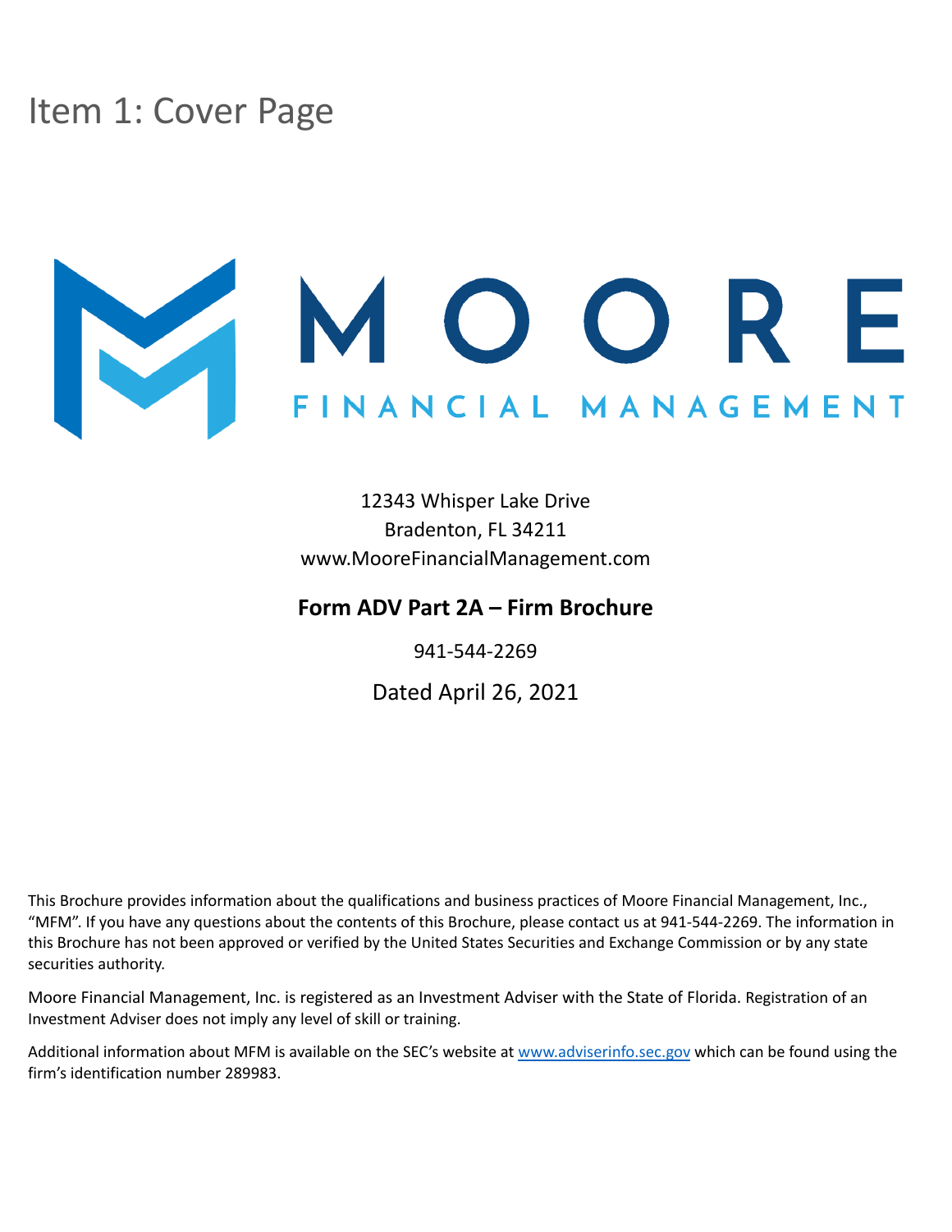# Item 1: Cover Page

MOORE
FINANCIAL MANAGEMENT

12343 Whisper Lake Drive
Bradenton, FL 34211
www.MooreFinancialManagement.com

**Form ADV Part 2A – Firm Brochure**

941-544-2269

Dated April 26, 2021

This Brochure provides information about the qualifications and business practices of Moore Financial Management, Inc., "MFM". If you have any questions about the contents of this Brochure, please contact us at 941-544-2269. The information in this Brochure has not been approved or verified by the United States Securities and Exchange Commission or by any state securities authority.

Moore Financial Management, Inc. is registered as an Investment Adviser with the State of Florida. Registration of an Investment Adviser does not imply any level of skill or training.

Additional information about MFM is available on the SEC's website at www.adviserinfo.sec.gov which can be found using the firm's identification number 289983.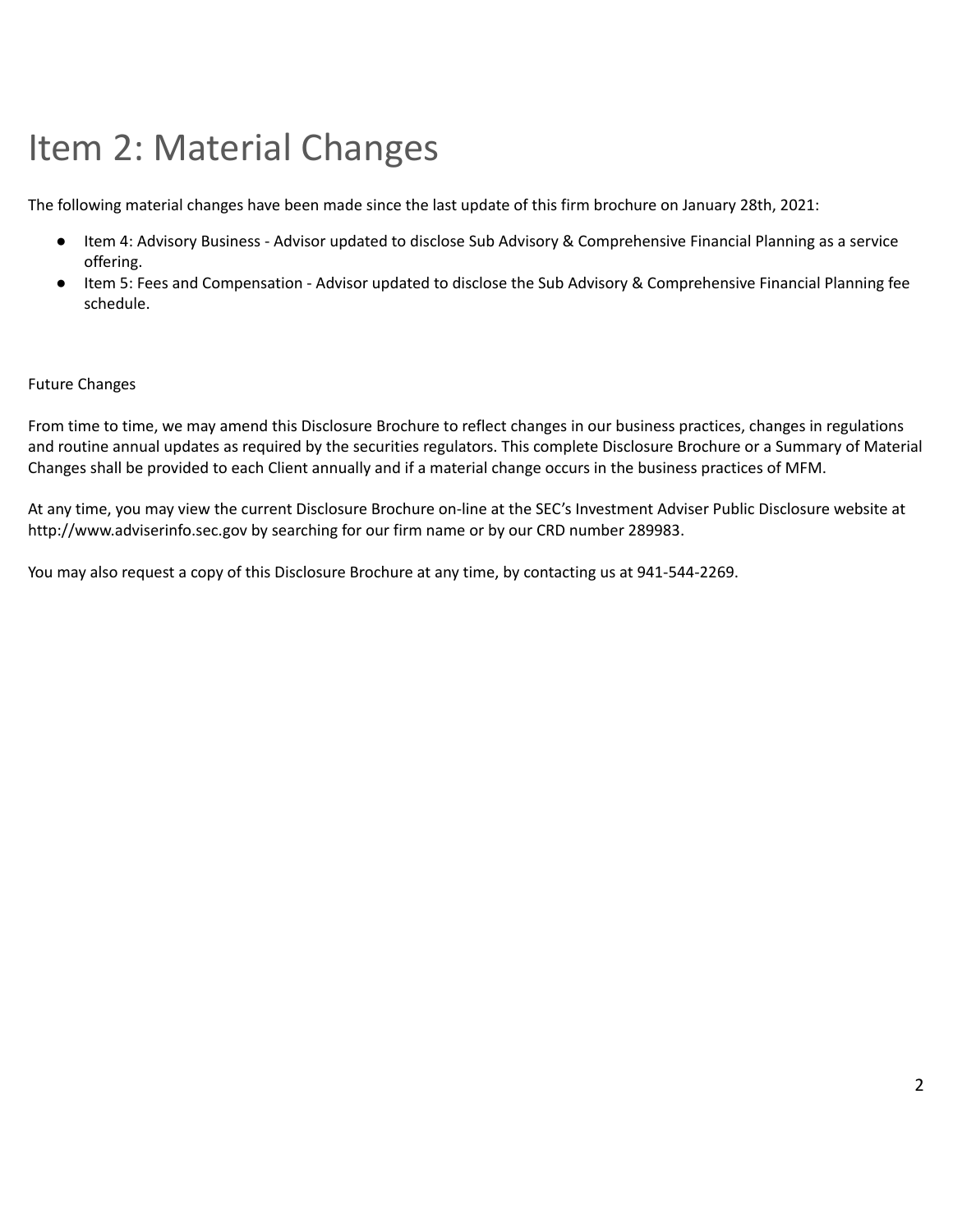# Item 2: Material Changes

The following material changes have been made since the last update of this firm brochure on January 28th, 2021:

- Item 4: Advisory Business - Advisor updated to disclose Sub Advisory & Comprehensive Financial Planning as a service offering.
- Item 5: Fees and Compensation - Advisor updated to disclose the Sub Advisory & Comprehensive Financial Planning fee schedule.

Future Changes

From time to time, we may amend this Disclosure Brochure to reflect changes in our business practices, changes in regulations and routine annual updates as required by the securities regulators. This complete Disclosure Brochure or a Summary of Material Changes shall be provided to each Client annually and if a material change occurs in the business practices of MFM.

At any time, you may view the current Disclosure Brochure on-line at the SEC's Investment Adviser Public Disclosure website at http://www.adviserinfo.sec.gov by searching for our firm name or by our CRD number 289983.

You may also request a copy of this Disclosure Brochure at any time, by contacting us at 941-544-2269.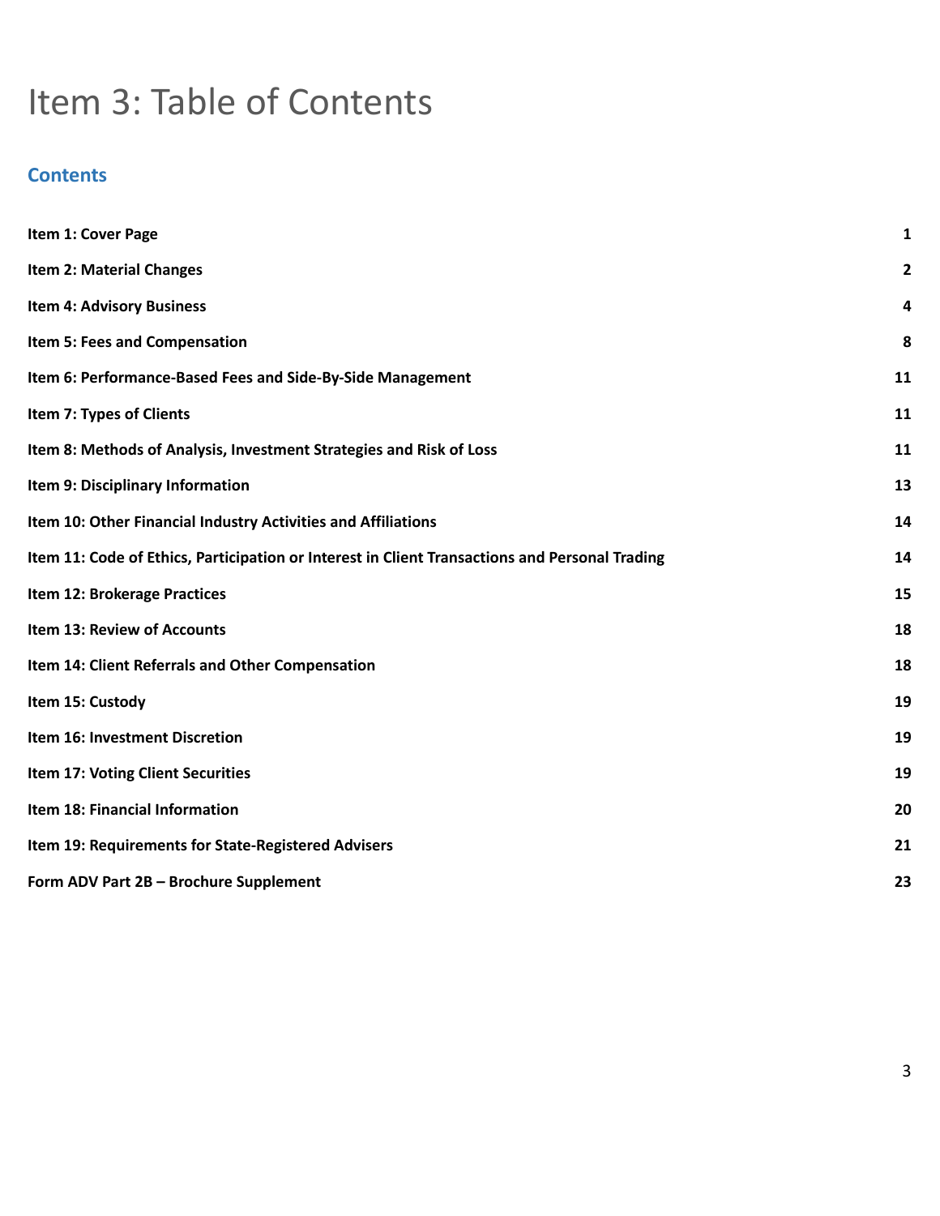# Item 3: Table of Contents

## Contents

| | |
|---|---|
| **Item 1: Cover Page** | **1** |
| **Item 2: Material Changes** | **2** |
| **Item 4: Advisory Business** | **4** |
| **Item 5: Fees and Compensation** | **8** |
| **Item 6: Performance-Based Fees and Side-By-Side Management** | **11** |
| **Item 7: Types of Clients** | **11** |
| **Item 8: Methods of Analysis, Investment Strategies and Risk of Loss** | **11** |
| **Item 9: Disciplinary Information** | **13** |
| **Item 10: Other Financial Industry Activities and Affiliations** | **14** |
| **Item 11: Code of Ethics, Participation or Interest in Client Transactions and Personal Trading** | **14** |
| **Item 12: Brokerage Practices** | **15** |
| **Item 13: Review of Accounts** | **18** |
| **Item 14: Client Referrals and Other Compensation** | **18** |
| **Item 15: Custody** | **19** |
| **Item 16: Investment Discretion** | **19** |
| **Item 17: Voting Client Securities** | **19** |
| **Item 18: Financial Information** | **20** |
| **Item 19: Requirements for State-Registered Advisers** | **21** |
| **Form ADV Part 2B – Brochure Supplement** | **23** |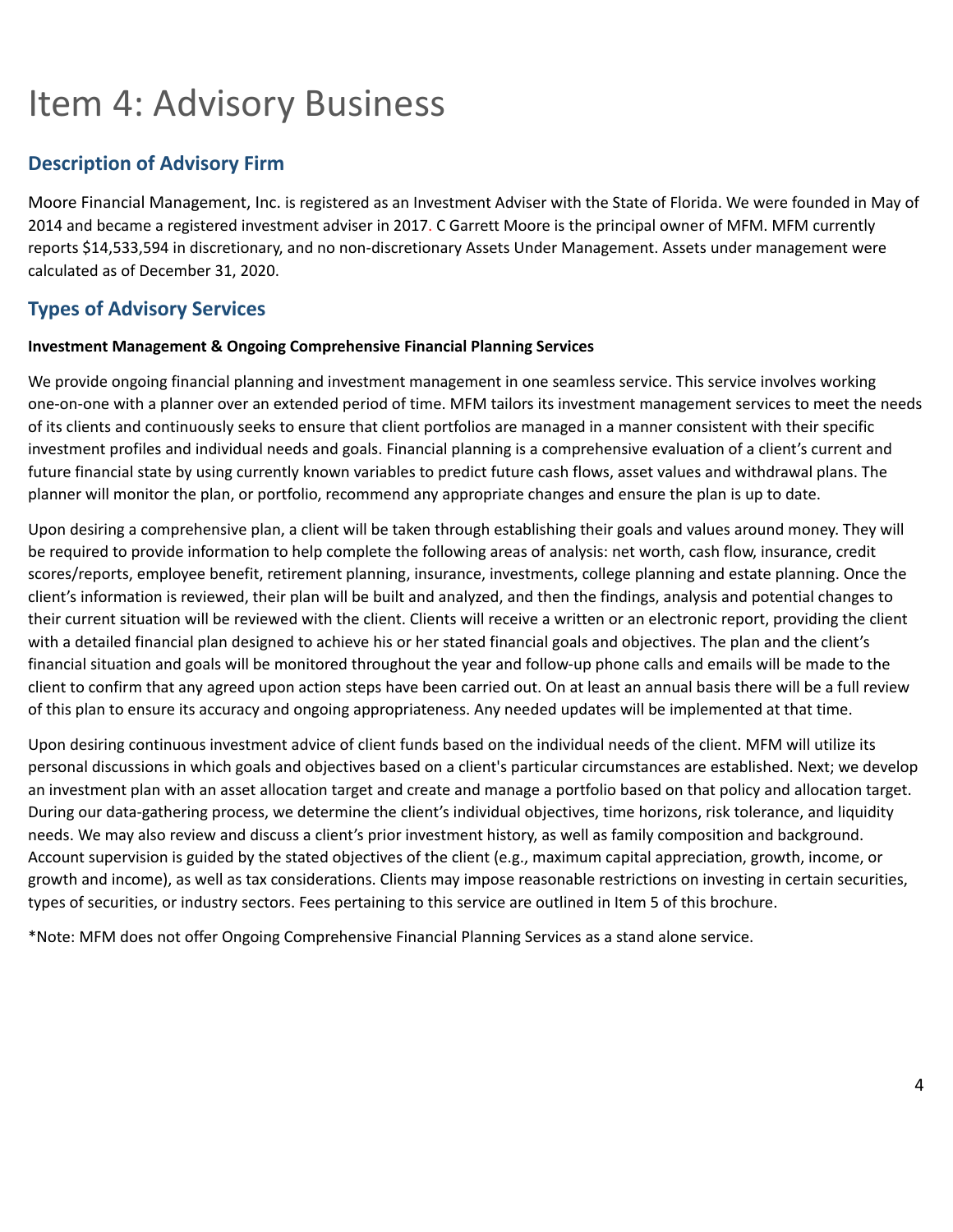# Item 4: Advisory Business

## Description of Advisory Firm

Moore Financial Management, Inc. is registered as an Investment Adviser with the State of Florida. We were founded in May of 2014 and became a registered investment adviser in 2017. C Garrett Moore is the principal owner of MFM. MFM currently reports $14,533,594 in discretionary, and no non-discretionary Assets Under Management. Assets under management were calculated as of December 31, 2020.

## Types of Advisory Services

**Investment Management & Ongoing Comprehensive Financial Planning Services**

We provide ongoing financial planning and investment management in one seamless service. This service involves working one-on-one with a planner over an extended period of time. MFM tailors its investment management services to meet the needs of its clients and continuously seeks to ensure that client portfolios are managed in a manner consistent with their specific investment profiles and individual needs and goals. Financial planning is a comprehensive evaluation of a client's current and future financial state by using currently known variables to predict future cash flows, asset values and withdrawal plans. The planner will monitor the plan, or portfolio, recommend any appropriate changes and ensure the plan is up to date.

Upon desiring a comprehensive plan, a client will be taken through establishing their goals and values around money. They will be required to provide information to help complete the following areas of analysis: net worth, cash flow, insurance, credit scores/reports, employee benefit, retirement planning, insurance, investments, college planning and estate planning. Once the client's information is reviewed, their plan will be built and analyzed, and then the findings, analysis and potential changes to their current situation will be reviewed with the client. Clients will receive a written or an electronic report, providing the client with a detailed financial plan designed to achieve his or her stated financial goals and objectives. The plan and the client's financial situation and goals will be monitored throughout the year and follow-up phone calls and emails will be made to the client to confirm that any agreed upon action steps have been carried out. On at least an annual basis there will be a full review of this plan to ensure its accuracy and ongoing appropriateness. Any needed updates will be implemented at that time.

Upon desiring continuous investment advice of client funds based on the individual needs of the client. MFM will utilize its personal discussions in which goals and objectives based on a client's particular circumstances are established. Next; we develop an investment plan with an asset allocation target and create and manage a portfolio based on that policy and allocation target. During our data-gathering process, we determine the client's individual objectives, time horizons, risk tolerance, and liquidity needs. We may also review and discuss a client's prior investment history, as well as family composition and background. Account supervision is guided by the stated objectives of the client (e.g., maximum capital appreciation, growth, income, or growth and income), as well as tax considerations. Clients may impose reasonable restrictions on investing in certain securities, types of securities, or industry sectors. Fees pertaining to this service are outlined in Item 5 of this brochure.

*Note: MFM does not offer Ongoing Comprehensive Financial Planning Services as a stand alone service.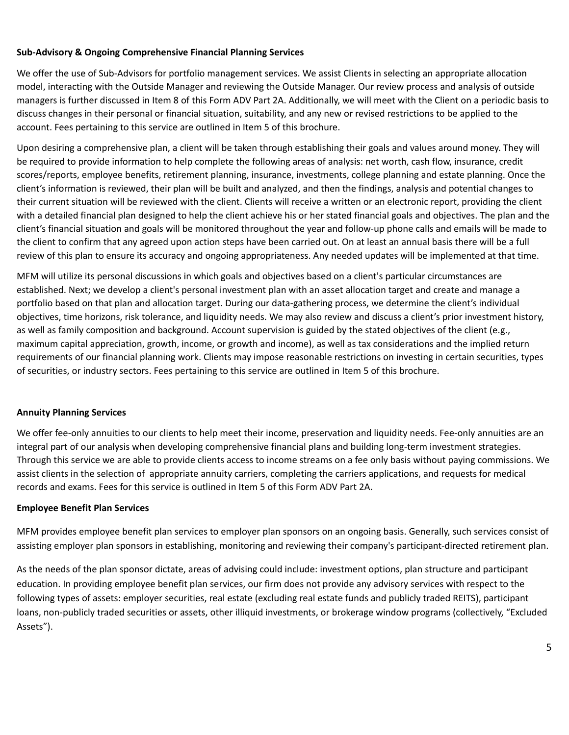**Sub-Advisory & Ongoing Comprehensive Financial Planning Services**

We offer the use of Sub-Advisors for portfolio management services. We assist Clients in selecting an appropriate allocation model, interacting with the Outside Manager and reviewing the Outside Manager. Our review process and analysis of outside managers is further discussed in Item 8 of this Form ADV Part 2A. Additionally, we will meet with the Client on a periodic basis to discuss changes in their personal or financial situation, suitability, and any new or revised restrictions to be applied to the account. Fees pertaining to this service are outlined in Item 5 of this brochure.

Upon desiring a comprehensive plan, a client will be taken through establishing their goals and values around money. They will be required to provide information to help complete the following areas of analysis: net worth, cash flow, insurance, credit scores/reports, employee benefits, retirement planning, insurance, investments, college planning and estate planning. Once the client's information is reviewed, their plan will be built and analyzed, and then the findings, analysis and potential changes to their current situation will be reviewed with the client. Clients will receive a written or an electronic report, providing the client with a detailed financial plan designed to help the client achieve his or her stated financial goals and objectives. The plan and the client's financial situation and goals will be monitored throughout the year and follow-up phone calls and emails will be made to the client to confirm that any agreed upon action steps have been carried out. On at least an annual basis there will be a full review of this plan to ensure its accuracy and ongoing appropriateness. Any needed updates will be implemented at that time.

MFM will utilize its personal discussions in which goals and objectives based on a client's particular circumstances are established. Next; we develop a client's personal investment plan with an asset allocation target and create and manage a portfolio based on that plan and allocation target. During our data-gathering process, we determine the client's individual objectives, time horizons, risk tolerance, and liquidity needs. We may also review and discuss a client's prior investment history, as well as family composition and background. Account supervision is guided by the stated objectives of the client (e.g., maximum capital appreciation, growth, income, or growth and income), as well as tax considerations and the implied return requirements of our financial planning work. Clients may impose reasonable restrictions on investing in certain securities, types of securities, or industry sectors. Fees pertaining to this service are outlined in Item 5 of this brochure.

**Annuity Planning Services**

We offer fee-only annuities to our clients to help meet their income, preservation and liquidity needs. Fee-only annuities are an integral part of our analysis when developing comprehensive financial plans and building long-term investment strategies. Through this service we are able to provide clients access to income streams on a fee only basis without paying commissions. We assist clients in the selection of appropriate annuity carriers, completing the carriers applications, and requests for medical records and exams. Fees for this service is outlined in Item 5 of this Form ADV Part 2A.

**Employee Benefit Plan Services**

MFM provides employee benefit plan services to employer plan sponsors on an ongoing basis. Generally, such services consist of assisting employer plan sponsors in establishing, monitoring and reviewing their company's participant-directed retirement plan.

As the needs of the plan sponsor dictate, areas of advising could include: investment options, plan structure and participant education. In providing employee benefit plan services, our firm does not provide any advisory services with respect to the following types of assets: employer securities, real estate (excluding real estate funds and publicly traded REITS), participant loans, non-publicly traded securities or assets, other illiquid investments, or brokerage window programs (collectively, "Excluded Assets").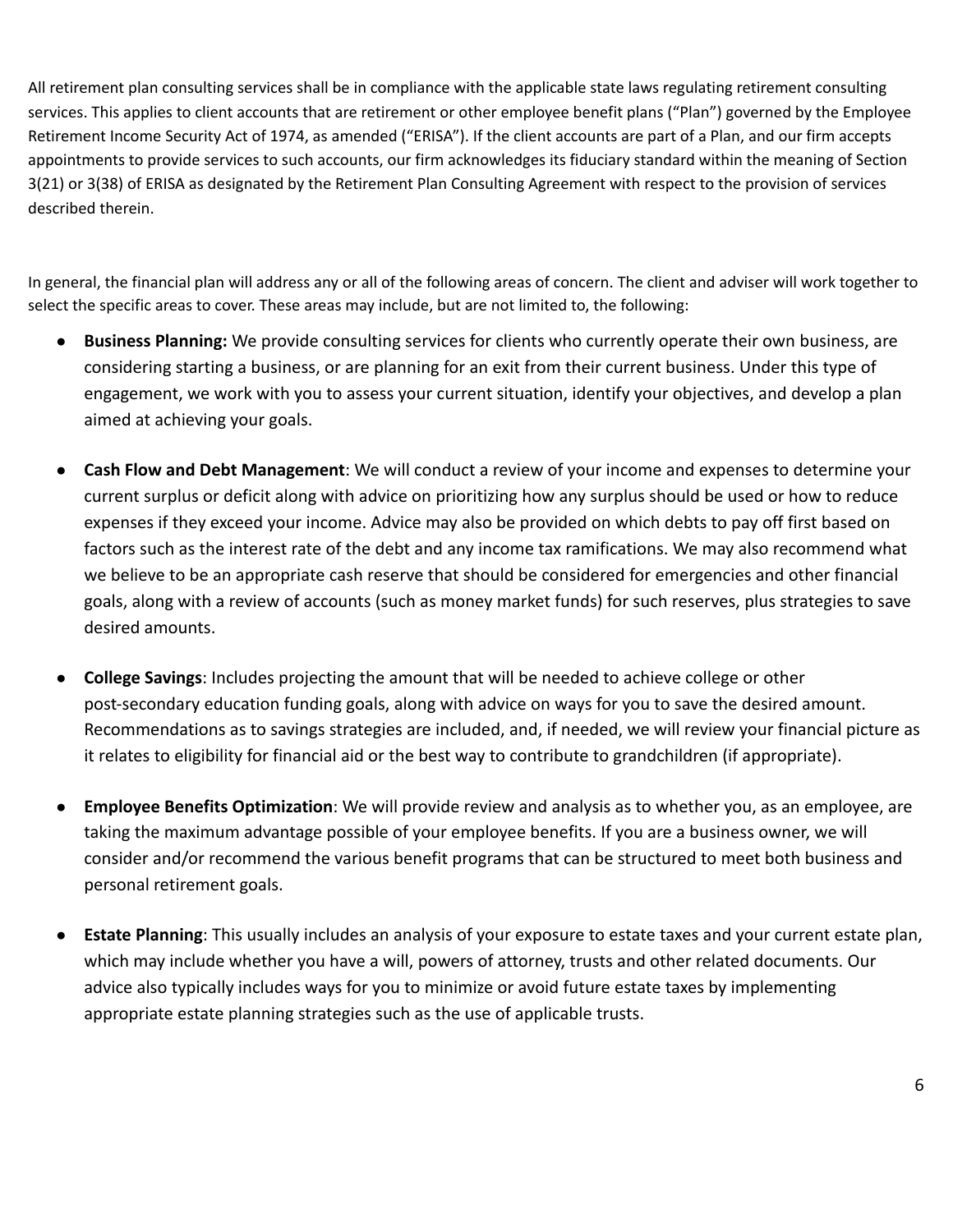All retirement plan consulting services shall be in compliance with the applicable state laws regulating retirement consulting services. This applies to client accounts that are retirement or other employee benefit plans ("Plan") governed by the Employee Retirement Income Security Act of 1974, as amended ("ERISA"). If the client accounts are part of a Plan, and our firm accepts appointments to provide services to such accounts, our firm acknowledges its fiduciary standard within the meaning of Section 3(21) or 3(38) of ERISA as designated by the Retirement Plan Consulting Agreement with respect to the provision of services described therein.

In general, the financial plan will address any or all of the following areas of concern. The client and adviser will work together to select the specific areas to cover. These areas may include, but are not limited to, the following:

- **Business Planning:** We provide consulting services for clients who currently operate their own business, are considering starting a business, or are planning for an exit from their current business. Under this type of engagement, we work with you to assess your current situation, identify your objectives, and develop a plan aimed at achieving your goals.

- **Cash Flow and Debt Management**: We will conduct a review of your income and expenses to determine your current surplus or deficit along with advice on prioritizing how any surplus should be used or how to reduce expenses if they exceed your income. Advice may also be provided on which debts to pay off first based on factors such as the interest rate of the debt and any income tax ramifications. We may also recommend what we believe to be an appropriate cash reserve that should be considered for emergencies and other financial goals, along with a review of accounts (such as money market funds) for such reserves, plus strategies to save desired amounts.

- **College Savings**: Includes projecting the amount that will be needed to achieve college or other post-secondary education funding goals, along with advice on ways for you to save the desired amount. Recommendations as to savings strategies are included, and, if needed, we will review your financial picture as it relates to eligibility for financial aid or the best way to contribute to grandchildren (if appropriate).

- **Employee Benefits Optimization**: We will provide review and analysis as to whether you, as an employee, are taking the maximum advantage possible of your employee benefits. If you are a business owner, we will consider and/or recommend the various benefit programs that can be structured to meet both business and personal retirement goals.

- **Estate Planning**: This usually includes an analysis of your exposure to estate taxes and your current estate plan, which may include whether you have a will, powers of attorney, trusts and other related documents. Our advice also typically includes ways for you to minimize or avoid future estate taxes by implementing appropriate estate planning strategies such as the use of applicable trusts.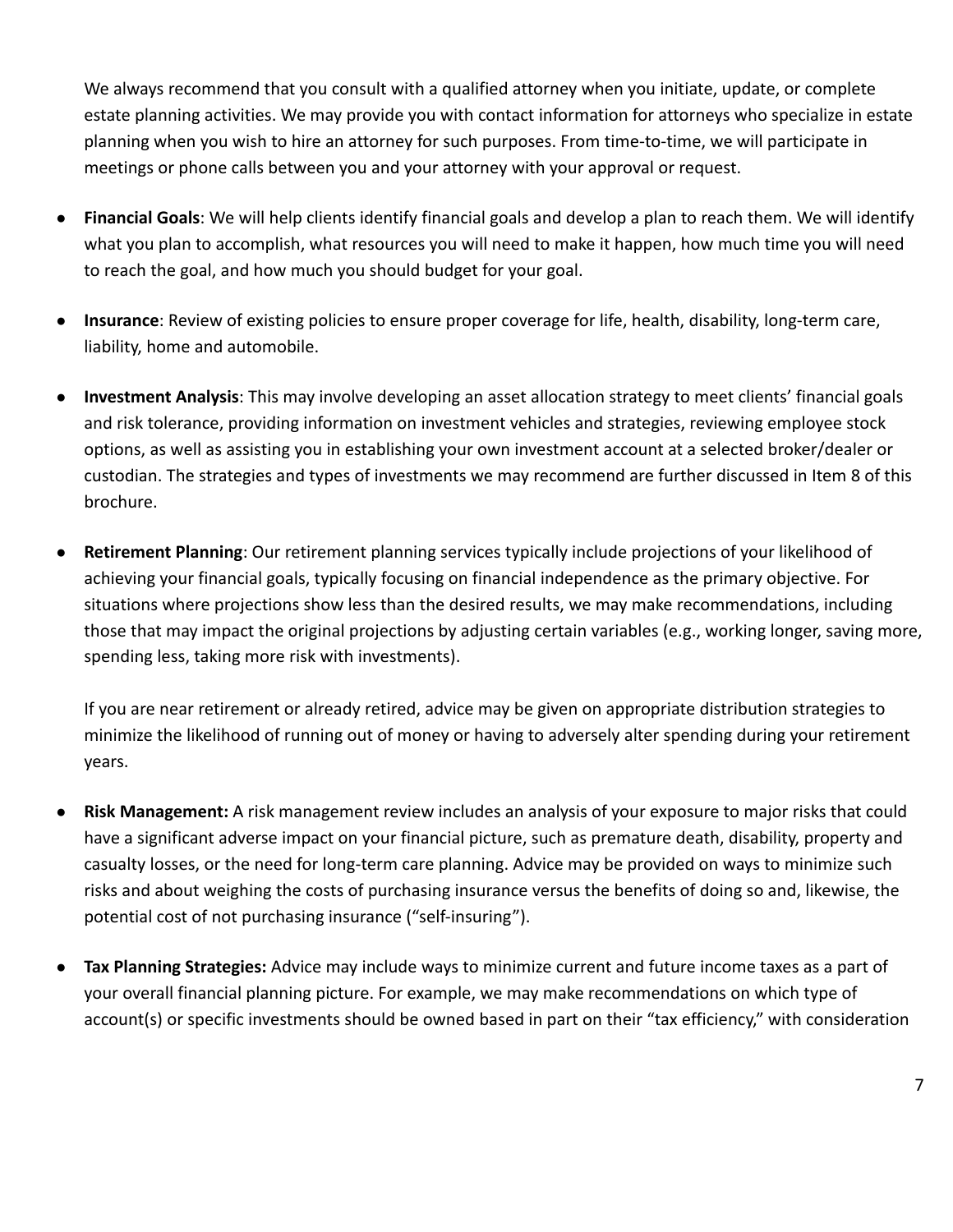We always recommend that you consult with a qualified attorney when you initiate, update, or complete estate planning activities. We may provide you with contact information for attorneys who specialize in estate planning when you wish to hire an attorney for such purposes. From time-to-time, we will participate in meetings or phone calls between you and your attorney with your approval or request.

- **Financial Goals**: We will help clients identify financial goals and develop a plan to reach them. We will identify what you plan to accomplish, what resources you will need to make it happen, how much time you will need to reach the goal, and how much you should budget for your goal.

- **Insurance**: Review of existing policies to ensure proper coverage for life, health, disability, long-term care, liability, home and automobile.

- **Investment Analysis**: This may involve developing an asset allocation strategy to meet clients' financial goals and risk tolerance, providing information on investment vehicles and strategies, reviewing employee stock options, as well as assisting you in establishing your own investment account at a selected broker/dealer or custodian. The strategies and types of investments we may recommend are further discussed in Item 8 of this brochure.

- **Retirement Planning**: Our retirement planning services typically include projections of your likelihood of achieving your financial goals, typically focusing on financial independence as the primary objective. For situations where projections show less than the desired results, we may make recommendations, including those that may impact the original projections by adjusting certain variables (e.g., working longer, saving more, spending less, taking more risk with investments).

  If you are near retirement or already retired, advice may be given on appropriate distribution strategies to minimize the likelihood of running out of money or having to adversely alter spending during your retirement years.

- **Risk Management:** A risk management review includes an analysis of your exposure to major risks that could have a significant adverse impact on your financial picture, such as premature death, disability, property and casualty losses, or the need for long-term care planning. Advice may be provided on ways to minimize such risks and about weighing the costs of purchasing insurance versus the benefits of doing so and, likewise, the potential cost of not purchasing insurance ("self-insuring").

- **Tax Planning Strategies:** Advice may include ways to minimize current and future income taxes as a part of your overall financial planning picture. For example, we may make recommendations on which type of account(s) or specific investments should be owned based in part on their "tax efficiency," with consideration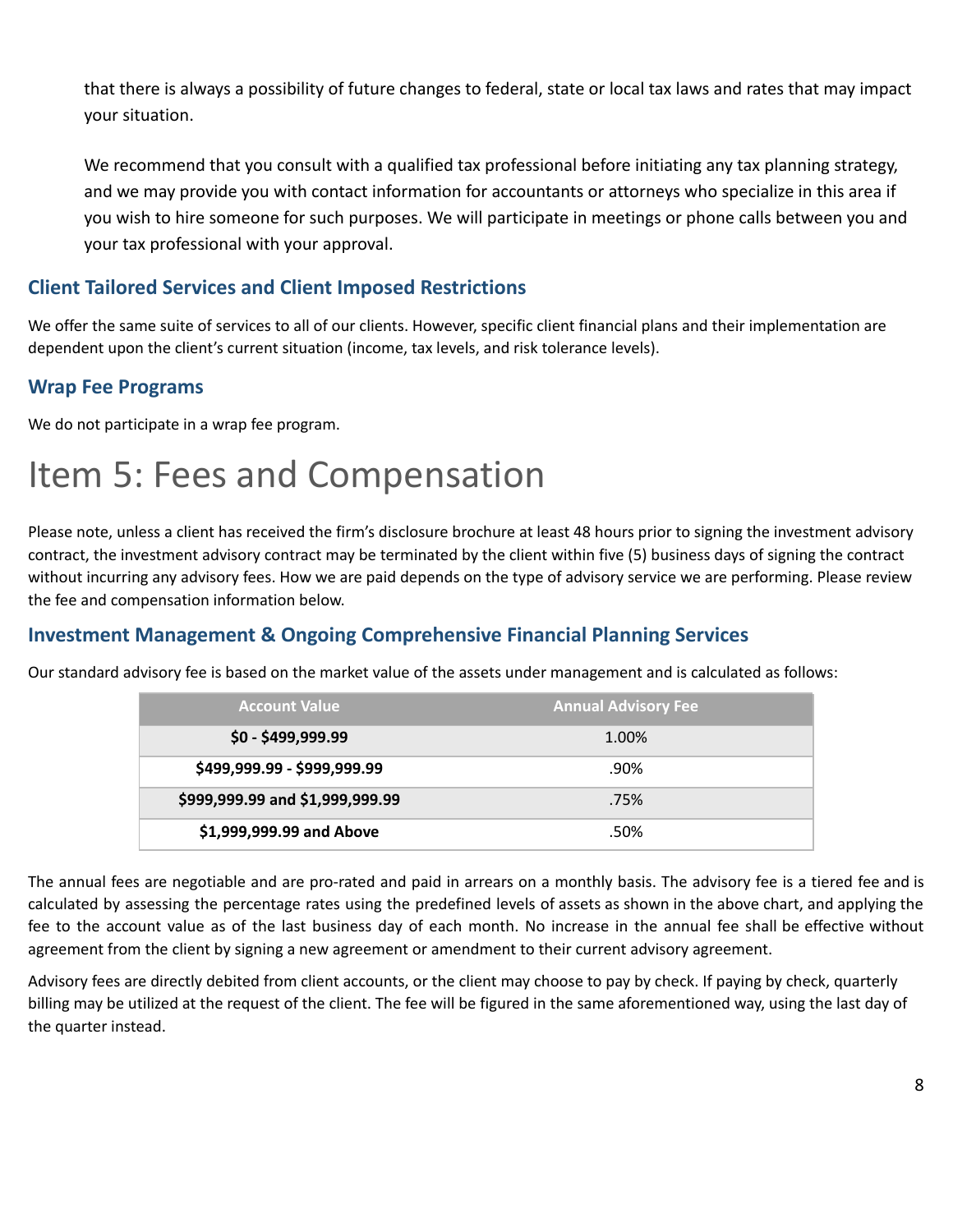that there is always a possibility of future changes to federal, state or local tax laws and rates that may impact your situation.

We recommend that you consult with a qualified tax professional before initiating any tax planning strategy, and we may provide you with contact information for accountants or attorneys who specialize in this area if you wish to hire someone for such purposes. We will participate in meetings or phone calls between you and your tax professional with your approval.

### Client Tailored Services and Client Imposed Restrictions

We offer the same suite of services to all of our clients. However, specific client financial plans and their implementation are dependent upon the client's current situation (income, tax levels, and risk tolerance levels).

### Wrap Fee Programs

We do not participate in a wrap fee program.

# Item 5: Fees and Compensation

Please note, unless a client has received the firm's disclosure brochure at least 48 hours prior to signing the investment advisory contract, the investment advisory contract may be terminated by the client within five (5) business days of signing the contract without incurring any advisory fees. How we are paid depends on the type of advisory service we are performing. Please review the fee and compensation information below.

### Investment Management & Ongoing Comprehensive Financial Planning Services

Our standard advisory fee is based on the market value of the assets under management and is calculated as follows:

| Account Value | Annual Advisory Fee |
|---|---|
| **$0 - $499,999.99** | 1.00% |
| **$499,999.99 - $999,999.99** | .90% |
| **$999,999.99 and $1,999,999.99** | .75% |
| **$1,999,999.99 and Above** | .50% |

The annual fees are negotiable and are pro-rated and paid in arrears on a monthly basis. The advisory fee is a tiered fee and is calculated by assessing the percentage rates using the predefined levels of assets as shown in the above chart, and applying the fee to the account value as of the last business day of each month. No increase in the annual fee shall be effective without agreement from the client by signing a new agreement or amendment to their current advisory agreement.

Advisory fees are directly debited from client accounts, or the client may choose to pay by check. If paying by check, quarterly billing may be utilized at the request of the client. The fee will be figured in the same aforementioned way, using the last day of the quarter instead.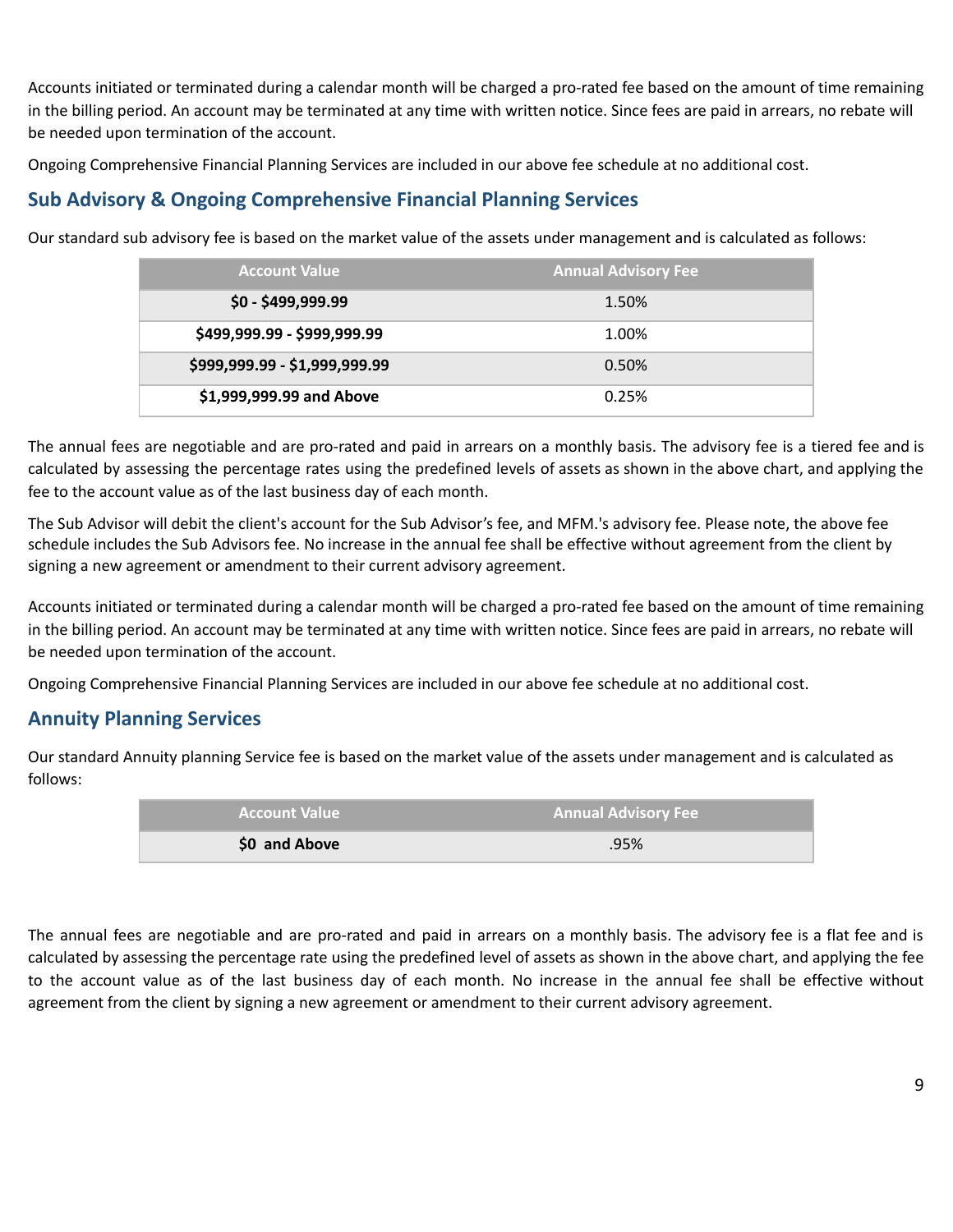Accounts initiated or terminated during a calendar month will be charged a pro-rated fee based on the amount of time remaining in the billing period. An account may be terminated at any time with written notice. Since fees are paid in arrears, no rebate will be needed upon termination of the account.

Ongoing Comprehensive Financial Planning Services are included in our above fee schedule at no additional cost.

## Sub Advisory & Ongoing Comprehensive Financial Planning Services

Our standard sub advisory fee is based on the market value of the assets under management and is calculated as follows:

| Account Value | Annual Advisory Fee |
|---|---|
| **$0 - $499,999.99** | 1.50% |
| **$499,999.99 - $999,999.99** | 1.00% |
| **$999,999.99 - $1,999,999.99** | 0.50% |
| **$1,999,999.99 and Above** | 0.25% |

The annual fees are negotiable and are pro-rated and paid in arrears on a monthly basis. The advisory fee is a tiered fee and is calculated by assessing the percentage rates using the predefined levels of assets as shown in the above chart, and applying the fee to the account value as of the last business day of each month.

The Sub Advisor will debit the client's account for the Sub Advisor's fee, and MFM.'s advisory fee. Please note, the above fee schedule includes the Sub Advisors fee. No increase in the annual fee shall be effective without agreement from the client by signing a new agreement or amendment to their current advisory agreement.

Accounts initiated or terminated during a calendar month will be charged a pro-rated fee based on the amount of time remaining in the billing period. An account may be terminated at any time with written notice. Since fees are paid in arrears, no rebate will be needed upon termination of the account.

Ongoing Comprehensive Financial Planning Services are included in our above fee schedule at no additional cost.

## Annuity Planning Services

Our standard Annuity planning Service fee is based on the market value of the assets under management and is calculated as follows:

| Account Value | Annual Advisory Fee |
|---|---|
| **$0 and Above** | .95% |

The annual fees are negotiable and are pro-rated and paid in arrears on a monthly basis. The advisory fee is a flat fee and is calculated by assessing the percentage rate using the predefined level of assets as shown in the above chart, and applying the fee to the account value as of the last business day of each month. No increase in the annual fee shall be effective without agreement from the client by signing a new agreement or amendment to their current advisory agreement.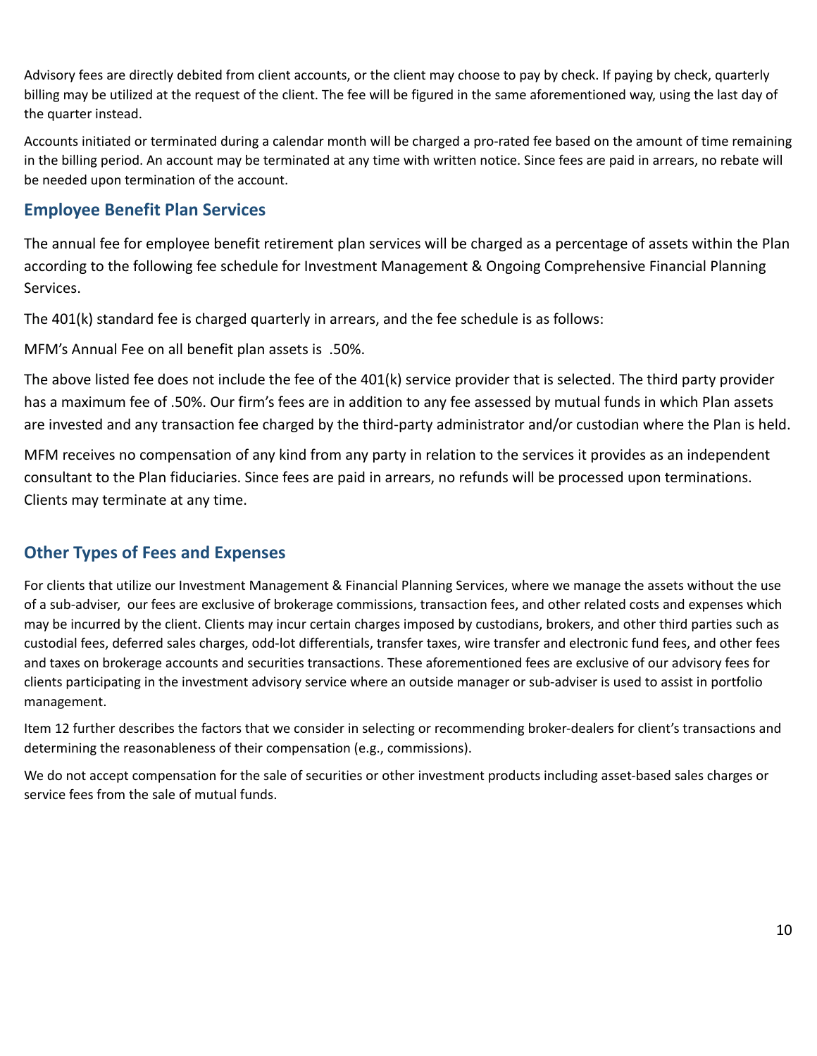Advisory fees are directly debited from client accounts, or the client may choose to pay by check. If paying by check, quarterly billing may be utilized at the request of the client. The fee will be figured in the same aforementioned way, using the last day of the quarter instead.

Accounts initiated or terminated during a calendar month will be charged a pro-rated fee based on the amount of time remaining in the billing period. An account may be terminated at any time with written notice. Since fees are paid in arrears, no rebate will be needed upon termination of the account.

### Employee Benefit Plan Services

The annual fee for employee benefit retirement plan services will be charged as a percentage of assets within the Plan according to the following fee schedule for Investment Management & Ongoing Comprehensive Financial Planning Services.

The 401(k) standard fee is charged quarterly in arrears, and the fee schedule is as follows:

MFM's Annual Fee on all benefit plan assets is .50%.

The above listed fee does not include the fee of the 401(k) service provider that is selected. The third party provider has a maximum fee of .50%. Our firm's fees are in addition to any fee assessed by mutual funds in which Plan assets are invested and any transaction fee charged by the third-party administrator and/or custodian where the Plan is held.

MFM receives no compensation of any kind from any party in relation to the services it provides as an independent consultant to the Plan fiduciaries. Since fees are paid in arrears, no refunds will be processed upon terminations. Clients may terminate at any time.

### Other Types of Fees and Expenses

For clients that utilize our Investment Management & Financial Planning Services, where we manage the assets without the use of a sub-adviser, our fees are exclusive of brokerage commissions, transaction fees, and other related costs and expenses which may be incurred by the client. Clients may incur certain charges imposed by custodians, brokers, and other third parties such as custodial fees, deferred sales charges, odd-lot differentials, transfer taxes, wire transfer and electronic fund fees, and other fees and taxes on brokerage accounts and securities transactions. These aforementioned fees are exclusive of our advisory fees for clients participating in the investment advisory service where an outside manager or sub-adviser is used to assist in portfolio management.

Item 12 further describes the factors that we consider in selecting or recommending broker-dealers for client's transactions and determining the reasonableness of their compensation (e.g., commissions).

We do not accept compensation for the sale of securities or other investment products including asset-based sales charges or service fees from the sale of mutual funds.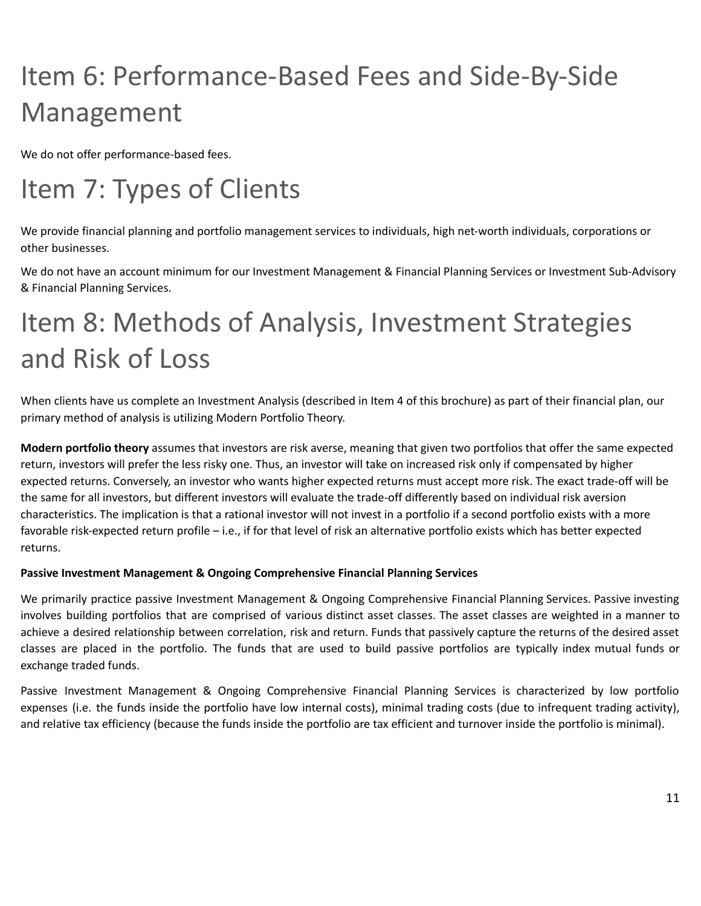# Item 6: Performance-Based Fees and Side-By-Side Management

We do not offer performance-based fees.

# Item 7: Types of Clients

We provide financial planning and portfolio management services to individuals, high net-worth individuals, corporations or other businesses.

We do not have an account minimum for our Investment Management & Financial Planning Services or Investment Sub-Advisory & Financial Planning Services.

# Item 8: Methods of Analysis, Investment Strategies and Risk of Loss

When clients have us complete an Investment Analysis (described in Item 4 of this brochure) as part of their financial plan, our primary method of analysis is utilizing Modern Portfolio Theory.

**Modern portfolio theory** assumes that investors are risk averse, meaning that given two portfolios that offer the same expected return, investors will prefer the less risky one. Thus, an investor will take on increased risk only if compensated by higher expected returns. Conversely, an investor who wants higher expected returns must accept more risk. The exact trade-off will be the same for all investors, but different investors will evaluate the trade-off differently based on individual risk aversion characteristics. The implication is that a rational investor will not invest in a portfolio if a second portfolio exists with a more favorable risk-expected return profile – i.e., if for that level of risk an alternative portfolio exists which has better expected returns.

**Passive Investment Management & Ongoing Comprehensive Financial Planning Services**

We primarily practice passive Investment Management & Ongoing Comprehensive Financial Planning Services. Passive investing involves building portfolios that are comprised of various distinct asset classes. The asset classes are weighted in a manner to achieve a desired relationship between correlation, risk and return. Funds that passively capture the returns of the desired asset classes are placed in the portfolio. The funds that are used to build passive portfolios are typically index mutual funds or exchange traded funds.

Passive Investment Management & Ongoing Comprehensive Financial Planning Services is characterized by low portfolio expenses (i.e. the funds inside the portfolio have low internal costs), minimal trading costs (due to infrequent trading activity), and relative tax efficiency (because the funds inside the portfolio are tax efficient and turnover inside the portfolio is minimal).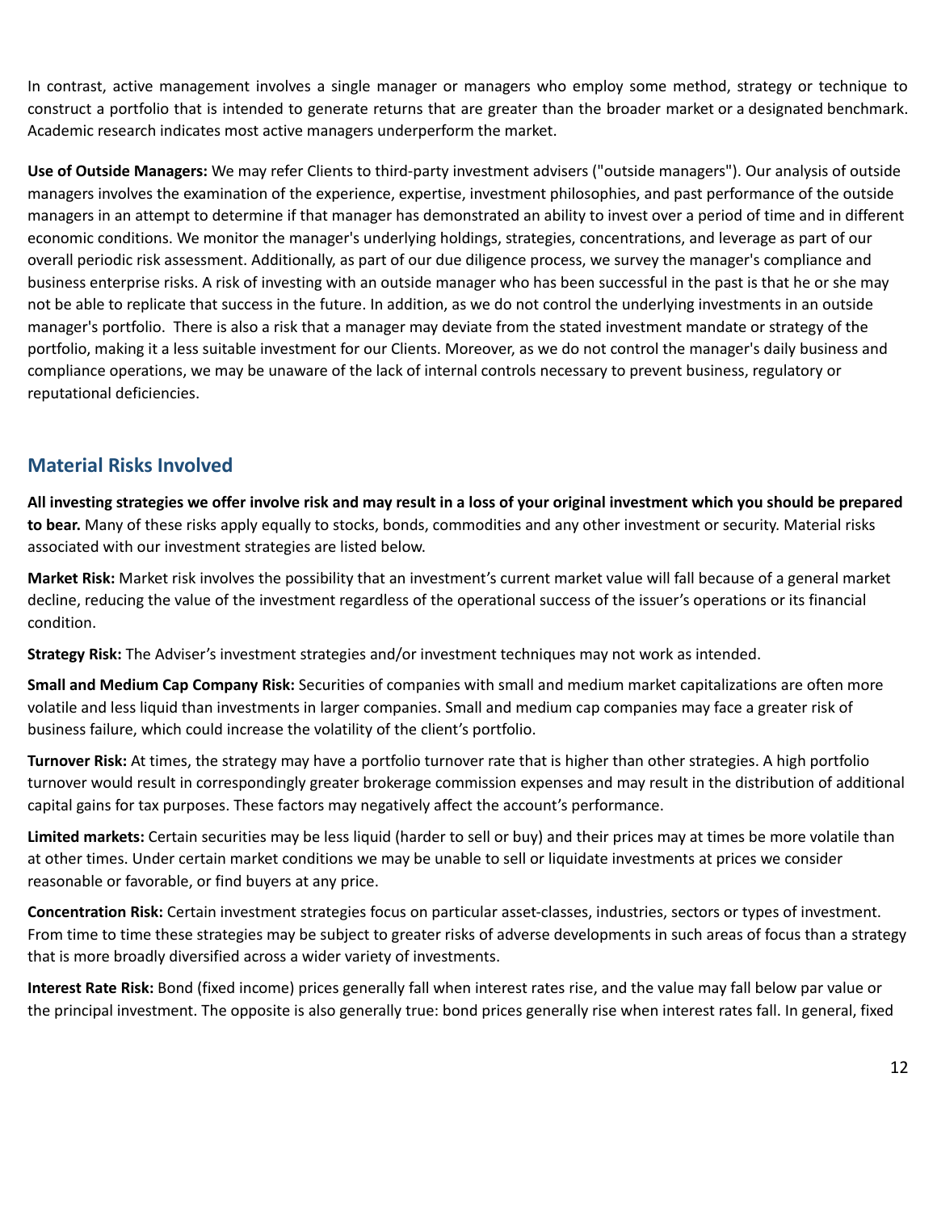In contrast, active management involves a single manager or managers who employ some method, strategy or technique to construct a portfolio that is intended to generate returns that are greater than the broader market or a designated benchmark. Academic research indicates most active managers underperform the market.

**Use of Outside Managers:** We may refer Clients to third-party investment advisers ("outside managers"). Our analysis of outside managers involves the examination of the experience, expertise, investment philosophies, and past performance of the outside managers in an attempt to determine if that manager has demonstrated an ability to invest over a period of time and in different economic conditions. We monitor the manager's underlying holdings, strategies, concentrations, and leverage as part of our overall periodic risk assessment. Additionally, as part of our due diligence process, we survey the manager's compliance and business enterprise risks. A risk of investing with an outside manager who has been successful in the past is that he or she may not be able to replicate that success in the future. In addition, as we do not control the underlying investments in an outside manager's portfolio. There is also a risk that a manager may deviate from the stated investment mandate or strategy of the portfolio, making it a less suitable investment for our Clients. Moreover, as we do not control the manager's daily business and compliance operations, we may be unaware of the lack of internal controls necessary to prevent business, regulatory or reputational deficiencies.

## Material Risks Involved

**All investing strategies we offer involve risk and may result in a loss of your original investment which you should be prepared to bear.** Many of these risks apply equally to stocks, bonds, commodities and any other investment or security. Material risks associated with our investment strategies are listed below.

**Market Risk:** Market risk involves the possibility that an investment's current market value will fall because of a general market decline, reducing the value of the investment regardless of the operational success of the issuer's operations or its financial condition.

**Strategy Risk:** The Adviser's investment strategies and/or investment techniques may not work as intended.

**Small and Medium Cap Company Risk:** Securities of companies with small and medium market capitalizations are often more volatile and less liquid than investments in larger companies. Small and medium cap companies may face a greater risk of business failure, which could increase the volatility of the client's portfolio.

**Turnover Risk:** At times, the strategy may have a portfolio turnover rate that is higher than other strategies. A high portfolio turnover would result in correspondingly greater brokerage commission expenses and may result in the distribution of additional capital gains for tax purposes. These factors may negatively affect the account's performance.

**Limited markets:** Certain securities may be less liquid (harder to sell or buy) and their prices may at times be more volatile than at other times. Under certain market conditions we may be unable to sell or liquidate investments at prices we consider reasonable or favorable, or find buyers at any price.

**Concentration Risk:** Certain investment strategies focus on particular asset-classes, industries, sectors or types of investment. From time to time these strategies may be subject to greater risks of adverse developments in such areas of focus than a strategy that is more broadly diversified across a wider variety of investments.

**Interest Rate Risk:** Bond (fixed income) prices generally fall when interest rates rise, and the value may fall below par value or the principal investment. The opposite is also generally true: bond prices generally rise when interest rates fall. In general, fixed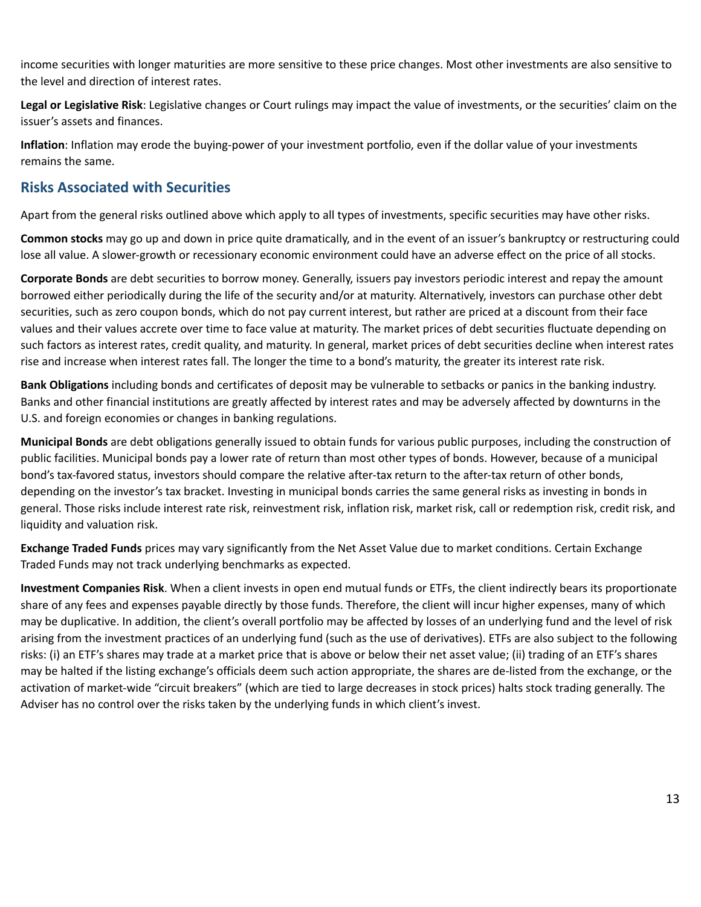income securities with longer maturities are more sensitive to these price changes. Most other investments are also sensitive to the level and direction of interest rates.

**Legal or Legislative Risk**: Legislative changes or Court rulings may impact the value of investments, or the securities' claim on the issuer's assets and finances.

**Inflation**: Inflation may erode the buying-power of your investment portfolio, even if the dollar value of your investments remains the same.

## Risks Associated with Securities

Apart from the general risks outlined above which apply to all types of investments, specific securities may have other risks.

**Common stocks** may go up and down in price quite dramatically, and in the event of an issuer's bankruptcy or restructuring could lose all value. A slower-growth or recessionary economic environment could have an adverse effect on the price of all stocks.

**Corporate Bonds** are debt securities to borrow money. Generally, issuers pay investors periodic interest and repay the amount borrowed either periodically during the life of the security and/or at maturity. Alternatively, investors can purchase other debt securities, such as zero coupon bonds, which do not pay current interest, but rather are priced at a discount from their face values and their values accrete over time to face value at maturity. The market prices of debt securities fluctuate depending on such factors as interest rates, credit quality, and maturity. In general, market prices of debt securities decline when interest rates rise and increase when interest rates fall. The longer the time to a bond's maturity, the greater its interest rate risk.

**Bank Obligations** including bonds and certificates of deposit may be vulnerable to setbacks or panics in the banking industry. Banks and other financial institutions are greatly affected by interest rates and may be adversely affected by downturns in the U.S. and foreign economies or changes in banking regulations.

**Municipal Bonds** are debt obligations generally issued to obtain funds for various public purposes, including the construction of public facilities. Municipal bonds pay a lower rate of return than most other types of bonds. However, because of a municipal bond's tax-favored status, investors should compare the relative after-tax return to the after-tax return of other bonds, depending on the investor's tax bracket. Investing in municipal bonds carries the same general risks as investing in bonds in general. Those risks include interest rate risk, reinvestment risk, inflation risk, market risk, call or redemption risk, credit risk, and liquidity and valuation risk.

**Exchange Traded Funds** prices may vary significantly from the Net Asset Value due to market conditions. Certain Exchange Traded Funds may not track underlying benchmarks as expected.

**Investment Companies Risk**. When a client invests in open end mutual funds or ETFs, the client indirectly bears its proportionate share of any fees and expenses payable directly by those funds. Therefore, the client will incur higher expenses, many of which may be duplicative. In addition, the client's overall portfolio may be affected by losses of an underlying fund and the level of risk arising from the investment practices of an underlying fund (such as the use of derivatives). ETFs are also subject to the following risks: (i) an ETF's shares may trade at a market price that is above or below their net asset value; (ii) trading of an ETF's shares may be halted if the listing exchange's officials deem such action appropriate, the shares are de-listed from the exchange, or the activation of market-wide "circuit breakers" (which are tied to large decreases in stock prices) halts stock trading generally. The Adviser has no control over the risks taken by the underlying funds in which client's invest.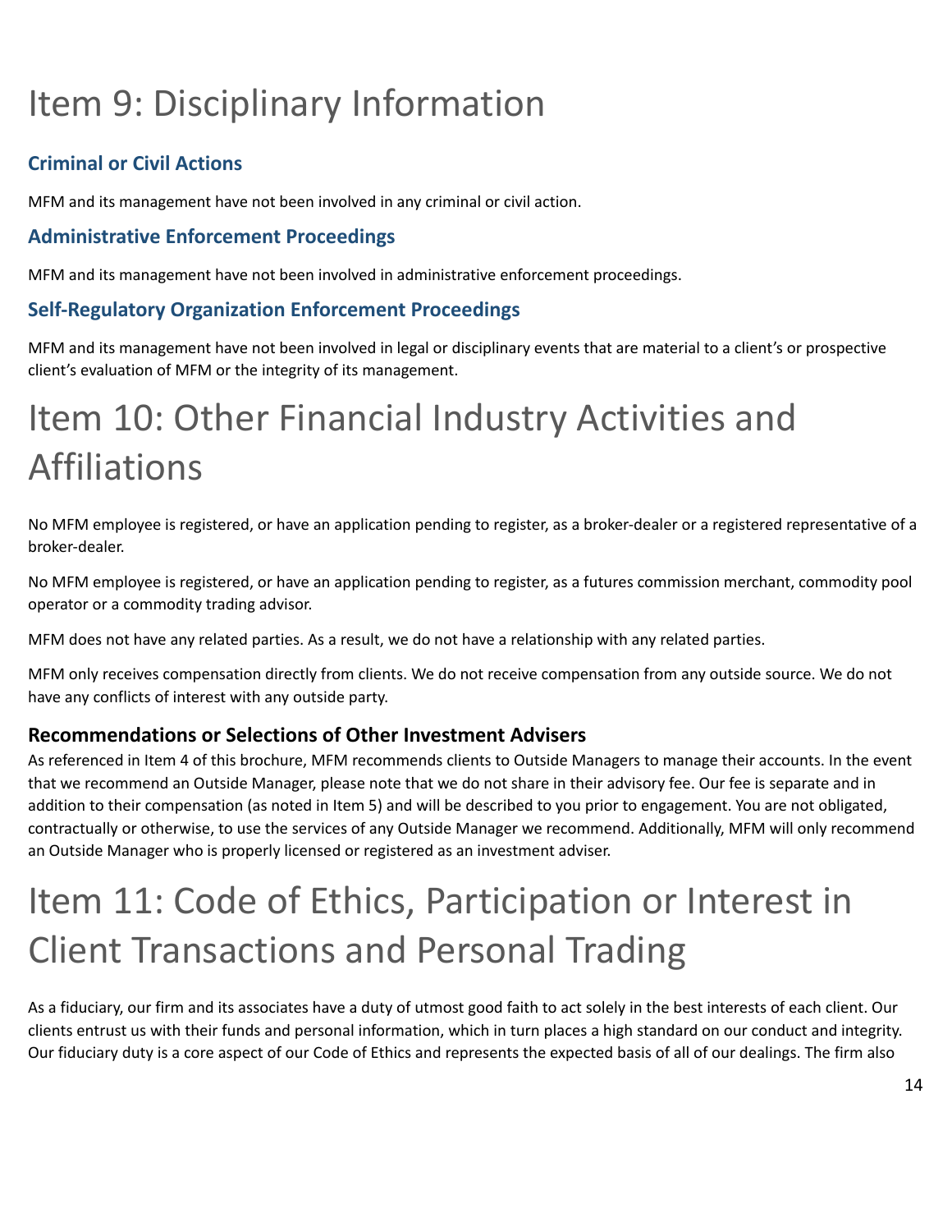# Item 9: Disciplinary Information

### Criminal or Civil Actions

MFM and its management have not been involved in any criminal or civil action.

### Administrative Enforcement Proceedings

MFM and its management have not been involved in administrative enforcement proceedings.

### Self-Regulatory Organization Enforcement Proceedings

MFM and its management have not been involved in legal or disciplinary events that are material to a client's or prospective client's evaluation of MFM or the integrity of its management.

# Item 10: Other Financial Industry Activities and Affiliations

No MFM employee is registered, or have an application pending to register, as a broker-dealer or a registered representative of a broker-dealer.

No MFM employee is registered, or have an application pending to register, as a futures commission merchant, commodity pool operator or a commodity trading advisor.

MFM does not have any related parties. As a result, we do not have a relationship with any related parties.

MFM only receives compensation directly from clients. We do not receive compensation from any outside source. We do not have any conflicts of interest with any outside party.

### Recommendations or Selections of Other Investment Advisers

As referenced in Item 4 of this brochure, MFM recommends clients to Outside Managers to manage their accounts. In the event that we recommend an Outside Manager, please note that we do not share in their advisory fee. Our fee is separate and in addition to their compensation (as noted in Item 5) and will be described to you prior to engagement. You are not obligated, contractually or otherwise, to use the services of any Outside Manager we recommend. Additionally, MFM will only recommend an Outside Manager who is properly licensed or registered as an investment adviser.

# Item 11: Code of Ethics, Participation or Interest in Client Transactions and Personal Trading

As a fiduciary, our firm and its associates have a duty of utmost good faith to act solely in the best interests of each client. Our clients entrust us with their funds and personal information, which in turn places a high standard on our conduct and integrity. Our fiduciary duty is a core aspect of our Code of Ethics and represents the expected basis of all of our dealings. The firm also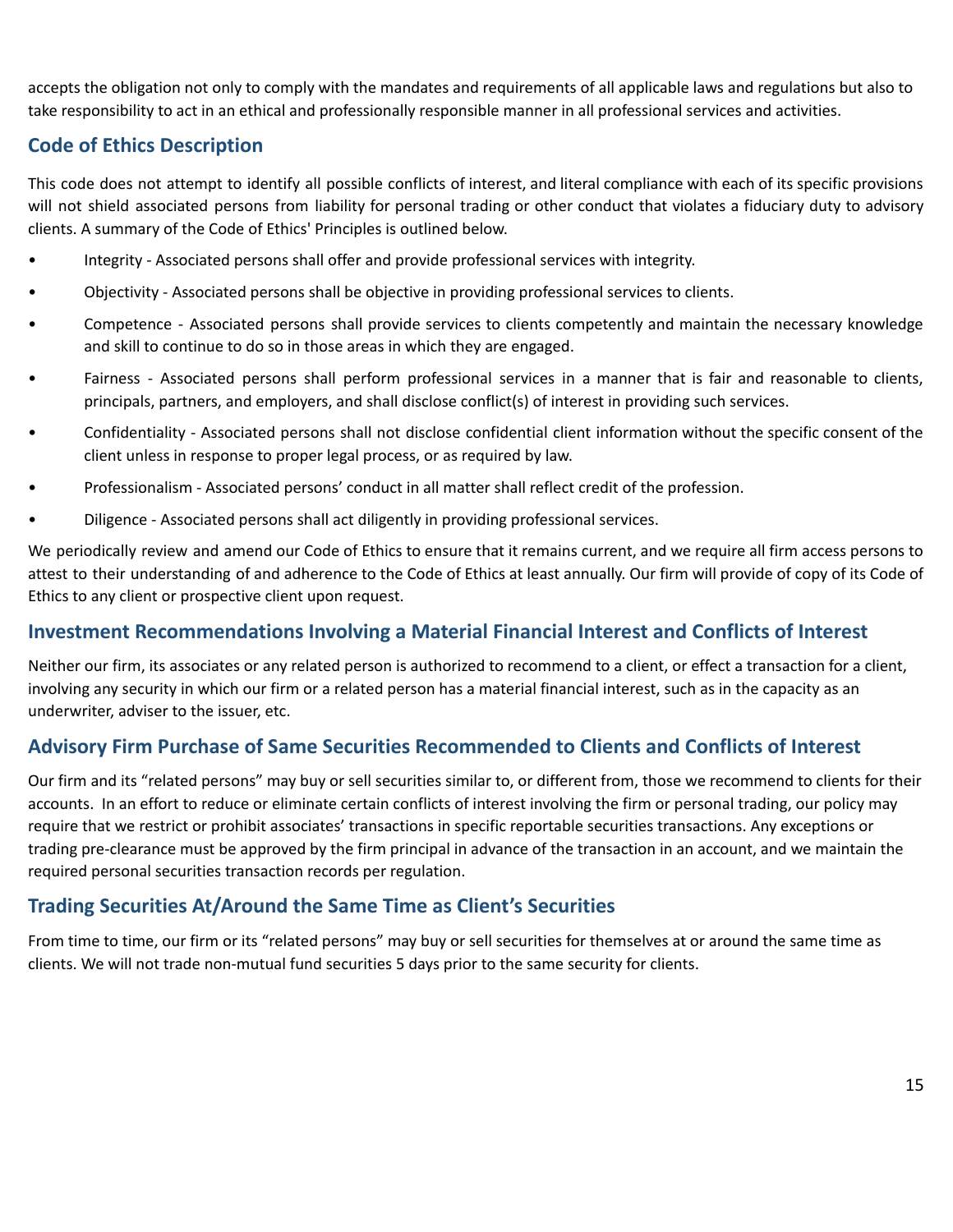accepts the obligation not only to comply with the mandates and requirements of all applicable laws and regulations but also to take responsibility to act in an ethical and professionally responsible manner in all professional services and activities.

## Code of Ethics Description

This code does not attempt to identify all possible conflicts of interest, and literal compliance with each of its specific provisions will not shield associated persons from liability for personal trading or other conduct that violates a fiduciary duty to advisory clients. A summary of the Code of Ethics' Principles is outlined below.

- Integrity - Associated persons shall offer and provide professional services with integrity.
- Objectivity - Associated persons shall be objective in providing professional services to clients.
- Competence - Associated persons shall provide services to clients competently and maintain the necessary knowledge and skill to continue to do so in those areas in which they are engaged.
- Fairness - Associated persons shall perform professional services in a manner that is fair and reasonable to clients, principals, partners, and employers, and shall disclose conflict(s) of interest in providing such services.
- Confidentiality - Associated persons shall not disclose confidential client information without the specific consent of the client unless in response to proper legal process, or as required by law.
- Professionalism - Associated persons' conduct in all matter shall reflect credit of the profession.
- Diligence - Associated persons shall act diligently in providing professional services.

We periodically review and amend our Code of Ethics to ensure that it remains current, and we require all firm access persons to attest to their understanding of and adherence to the Code of Ethics at least annually. Our firm will provide of copy of its Code of Ethics to any client or prospective client upon request.

## Investment Recommendations Involving a Material Financial Interest and Conflicts of Interest

Neither our firm, its associates or any related person is authorized to recommend to a client, or effect a transaction for a client, involving any security in which our firm or a related person has a material financial interest, such as in the capacity as an underwriter, adviser to the issuer, etc.

## Advisory Firm Purchase of Same Securities Recommended to Clients and Conflicts of Interest

Our firm and its "related persons" may buy or sell securities similar to, or different from, those we recommend to clients for their accounts. In an effort to reduce or eliminate certain conflicts of interest involving the firm or personal trading, our policy may require that we restrict or prohibit associates' transactions in specific reportable securities transactions. Any exceptions or trading pre-clearance must be approved by the firm principal in advance of the transaction in an account, and we maintain the required personal securities transaction records per regulation.

## Trading Securities At/Around the Same Time as Client's Securities

From time to time, our firm or its "related persons" may buy or sell securities for themselves at or around the same time as clients. We will not trade non-mutual fund securities 5 days prior to the same security for clients.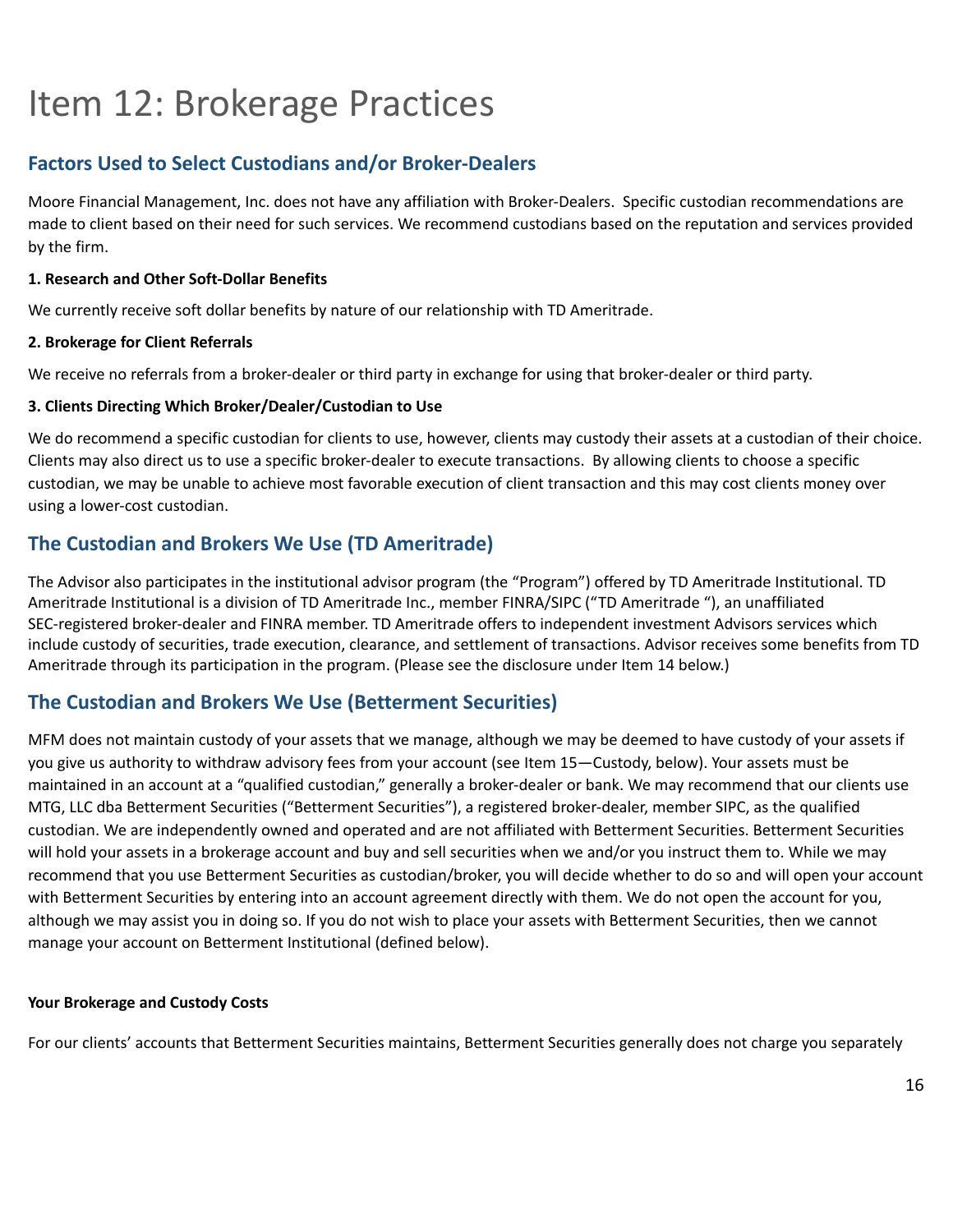# Item 12: Brokerage Practices

## Factors Used to Select Custodians and/or Broker-Dealers

Moore Financial Management, Inc. does not have any affiliation with Broker-Dealers. Specific custodian recommendations are made to client based on their need for such services. We recommend custodians based on the reputation and services provided by the firm.

**1. Research and Other Soft-Dollar Benefits**

We currently receive soft dollar benefits by nature of our relationship with TD Ameritrade.

**2. Brokerage for Client Referrals**

We receive no referrals from a broker-dealer or third party in exchange for using that broker-dealer or third party.

**3. Clients Directing Which Broker/Dealer/Custodian to Use**

We do recommend a specific custodian for clients to use, however, clients may custody their assets at a custodian of their choice. Clients may also direct us to use a specific broker-dealer to execute transactions. By allowing clients to choose a specific custodian, we may be unable to achieve most favorable execution of client transaction and this may cost clients money over using a lower-cost custodian.

## The Custodian and Brokers We Use (TD Ameritrade)

The Advisor also participates in the institutional advisor program (the "Program") offered by TD Ameritrade Institutional. TD Ameritrade Institutional is a division of TD Ameritrade Inc., member FINRA/SIPC ("TD Ameritrade "), an unaffiliated SEC-registered broker-dealer and FINRA member. TD Ameritrade offers to independent investment Advisors services which include custody of securities, trade execution, clearance, and settlement of transactions. Advisor receives some benefits from TD Ameritrade through its participation in the program. (Please see the disclosure under Item 14 below.)

## The Custodian and Brokers We Use (Betterment Securities)

MFM does not maintain custody of your assets that we manage, although we may be deemed to have custody of your assets if you give us authority to withdraw advisory fees from your account (see Item 15—Custody, below). Your assets must be maintained in an account at a "qualified custodian," generally a broker-dealer or bank. We may recommend that our clients use MTG, LLC dba Betterment Securities ("Betterment Securities"), a registered broker-dealer, member SIPC, as the qualified custodian. We are independently owned and operated and are not affiliated with Betterment Securities. Betterment Securities will hold your assets in a brokerage account and buy and sell securities when we and/or you instruct them to. While we may recommend that you use Betterment Securities as custodian/broker, you will decide whether to do so and will open your account with Betterment Securities by entering into an account agreement directly with them. We do not open the account for you, although we may assist you in doing so. If you do not wish to place your assets with Betterment Securities, then we cannot manage your account on Betterment Institutional (defined below).

**Your Brokerage and Custody Costs**

For our clients' accounts that Betterment Securities maintains, Betterment Securities generally does not charge you separately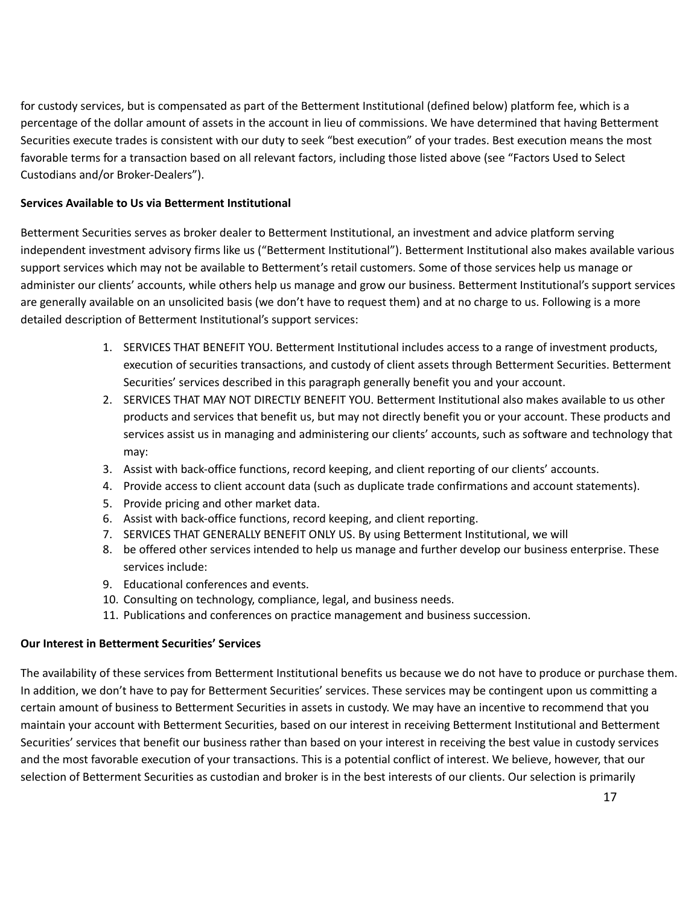for custody services, but is compensated as part of the Betterment Institutional (defined below) platform fee, which is a percentage of the dollar amount of assets in the account in lieu of commissions. We have determined that having Betterment Securities execute trades is consistent with our duty to seek "best execution" of your trades. Best execution means the most favorable terms for a transaction based on all relevant factors, including those listed above (see "Factors Used to Select Custodians and/or Broker-Dealers").

**Services Available to Us via Betterment Institutional**

Betterment Securities serves as broker dealer to Betterment Institutional, an investment and advice platform serving independent investment advisory firms like us ("Betterment Institutional"). Betterment Institutional also makes available various support services which may not be available to Betterment's retail customers. Some of those services help us manage or administer our clients' accounts, while others help us manage and grow our business. Betterment Institutional's support services are generally available on an unsolicited basis (we don't have to request them) and at no charge to us. Following is a more detailed description of Betterment Institutional's support services:

1. SERVICES THAT BENEFIT YOU. Betterment Institutional includes access to a range of investment products, execution of securities transactions, and custody of client assets through Betterment Securities. Betterment Securities' services described in this paragraph generally benefit you and your account.
2. SERVICES THAT MAY NOT DIRECTLY BENEFIT YOU. Betterment Institutional also makes available to us other products and services that benefit us, but may not directly benefit you or your account. These products and services assist us in managing and administering our clients' accounts, such as software and technology that may:
3. Assist with back-office functions, record keeping, and client reporting of our clients' accounts.
4. Provide access to client account data (such as duplicate trade confirmations and account statements).
5. Provide pricing and other market data.
6. Assist with back-office functions, record keeping, and client reporting.
7. SERVICES THAT GENERALLY BENEFIT ONLY US. By using Betterment Institutional, we will
8. be offered other services intended to help us manage and further develop our business enterprise. These services include:
9. Educational conferences and events.
10. Consulting on technology, compliance, legal, and business needs.
11. Publications and conferences on practice management and business succession.

**Our Interest in Betterment Securities' Services**

The availability of these services from Betterment Institutional benefits us because we do not have to produce or purchase them. In addition, we don't have to pay for Betterment Securities' services. These services may be contingent upon us committing a certain amount of business to Betterment Securities in assets in custody. We may have an incentive to recommend that you maintain your account with Betterment Securities, based on our interest in receiving Betterment Institutional and Betterment Securities' services that benefit our business rather than based on your interest in receiving the best value in custody services and the most favorable execution of your transactions. This is a potential conflict of interest. We believe, however, that our selection of Betterment Securities as custodian and broker is in the best interests of our clients. Our selection is primarily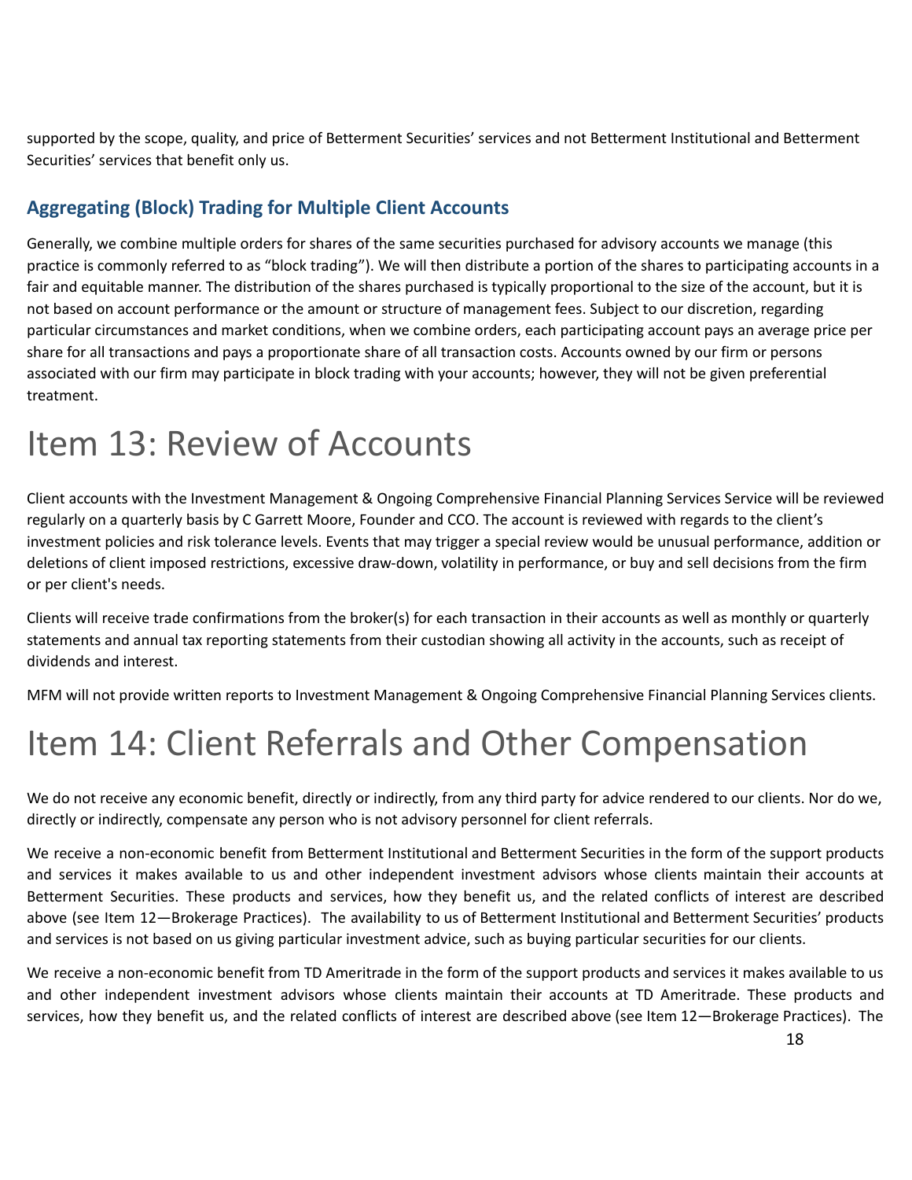supported by the scope, quality, and price of Betterment Securities' services and not Betterment Institutional and Betterment Securities' services that benefit only us.

### Aggregating (Block) Trading for Multiple Client Accounts

Generally, we combine multiple orders for shares of the same securities purchased for advisory accounts we manage (this practice is commonly referred to as "block trading"). We will then distribute a portion of the shares to participating accounts in a fair and equitable manner. The distribution of the shares purchased is typically proportional to the size of the account, but it is not based on account performance or the amount or structure of management fees. Subject to our discretion, regarding particular circumstances and market conditions, when we combine orders, each participating account pays an average price per share for all transactions and pays a proportionate share of all transaction costs. Accounts owned by our firm or persons associated with our firm may participate in block trading with your accounts; however, they will not be given preferential treatment.

# Item 13: Review of Accounts

Client accounts with the Investment Management & Ongoing Comprehensive Financial Planning Services Service will be reviewed regularly on a quarterly basis by C Garrett Moore, Founder and CCO. The account is reviewed with regards to the client's investment policies and risk tolerance levels. Events that may trigger a special review would be unusual performance, addition or deletions of client imposed restrictions, excessive draw-down, volatility in performance, or buy and sell decisions from the firm or per client's needs.

Clients will receive trade confirmations from the broker(s) for each transaction in their accounts as well as monthly or quarterly statements and annual tax reporting statements from their custodian showing all activity in the accounts, such as receipt of dividends and interest.

MFM will not provide written reports to Investment Management & Ongoing Comprehensive Financial Planning Services clients.

# Item 14: Client Referrals and Other Compensation

We do not receive any economic benefit, directly or indirectly, from any third party for advice rendered to our clients. Nor do we, directly or indirectly, compensate any person who is not advisory personnel for client referrals.

We receive a non-economic benefit from Betterment Institutional and Betterment Securities in the form of the support products and services it makes available to us and other independent investment advisors whose clients maintain their accounts at Betterment Securities. These products and services, how they benefit us, and the related conflicts of interest are described above (see Item 12—Brokerage Practices). The availability to us of Betterment Institutional and Betterment Securities' products and services is not based on us giving particular investment advice, such as buying particular securities for our clients.

We receive a non-economic benefit from TD Ameritrade in the form of the support products and services it makes available to us and other independent investment advisors whose clients maintain their accounts at TD Ameritrade. These products and services, how they benefit us, and the related conflicts of interest are described above (see Item 12—Brokerage Practices). The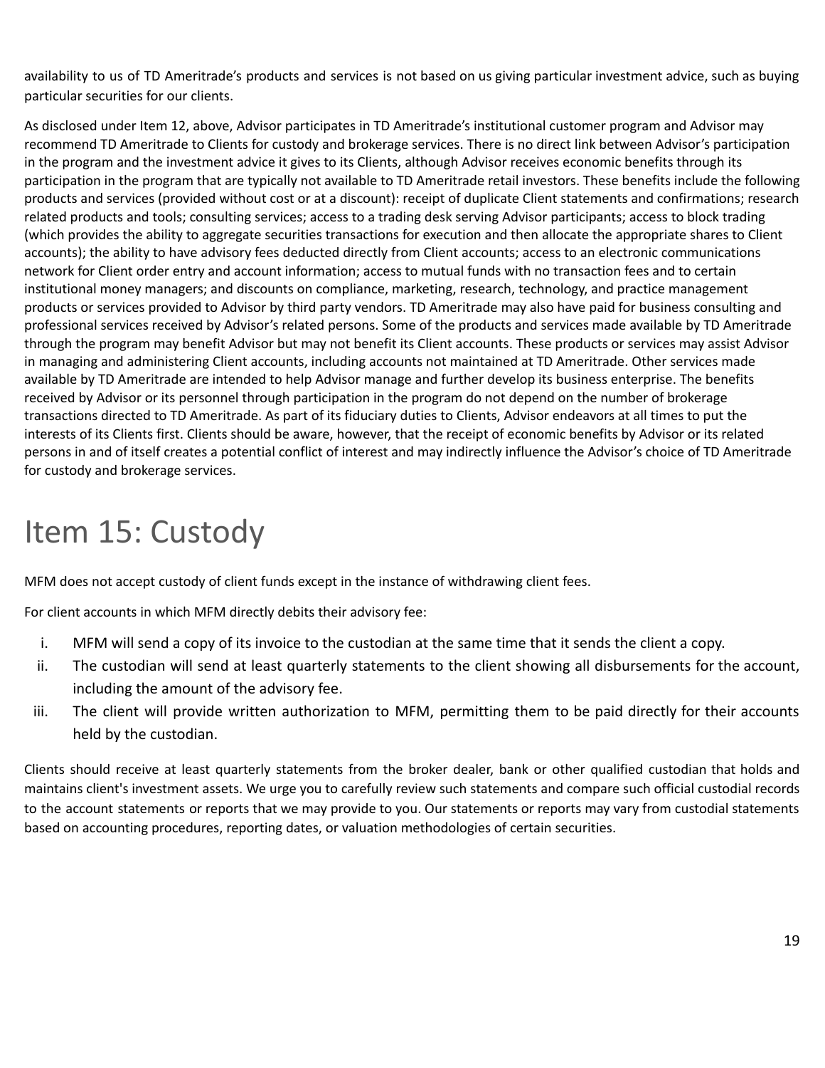availability to us of TD Ameritrade's products and services is not based on us giving particular investment advice, such as buying particular securities for our clients.

As disclosed under Item 12, above, Advisor participates in TD Ameritrade's institutional customer program and Advisor may recommend TD Ameritrade to Clients for custody and brokerage services. There is no direct link between Advisor's participation in the program and the investment advice it gives to its Clients, although Advisor receives economic benefits through its participation in the program that are typically not available to TD Ameritrade retail investors. These benefits include the following products and services (provided without cost or at a discount): receipt of duplicate Client statements and confirmations; research related products and tools; consulting services; access to a trading desk serving Advisor participants; access to block trading (which provides the ability to aggregate securities transactions for execution and then allocate the appropriate shares to Client accounts); the ability to have advisory fees deducted directly from Client accounts; access to an electronic communications network for Client order entry and account information; access to mutual funds with no transaction fees and to certain institutional money managers; and discounts on compliance, marketing, research, technology, and practice management products or services provided to Advisor by third party vendors. TD Ameritrade may also have paid for business consulting and professional services received by Advisor's related persons. Some of the products and services made available by TD Ameritrade through the program may benefit Advisor but may not benefit its Client accounts. These products or services may assist Advisor in managing and administering Client accounts, including accounts not maintained at TD Ameritrade. Other services made available by TD Ameritrade are intended to help Advisor manage and further develop its business enterprise. The benefits received by Advisor or its personnel through participation in the program do not depend on the number of brokerage transactions directed to TD Ameritrade. As part of its fiduciary duties to Clients, Advisor endeavors at all times to put the interests of its Clients first. Clients should be aware, however, that the receipt of economic benefits by Advisor or its related persons in and of itself creates a potential conflict of interest and may indirectly influence the Advisor's choice of TD Ameritrade for custody and brokerage services.

# Item 15: Custody

MFM does not accept custody of client funds except in the instance of withdrawing client fees.

For client accounts in which MFM directly debits their advisory fee:

i. MFM will send a copy of its invoice to the custodian at the same time that it sends the client a copy.
ii. The custodian will send at least quarterly statements to the client showing all disbursements for the account, including the amount of the advisory fee.
iii. The client will provide written authorization to MFM, permitting them to be paid directly for their accounts held by the custodian.

Clients should receive at least quarterly statements from the broker dealer, bank or other qualified custodian that holds and maintains client's investment assets. We urge you to carefully review such statements and compare such official custodial records to the account statements or reports that we may provide to you. Our statements or reports may vary from custodial statements based on accounting procedures, reporting dates, or valuation methodologies of certain securities.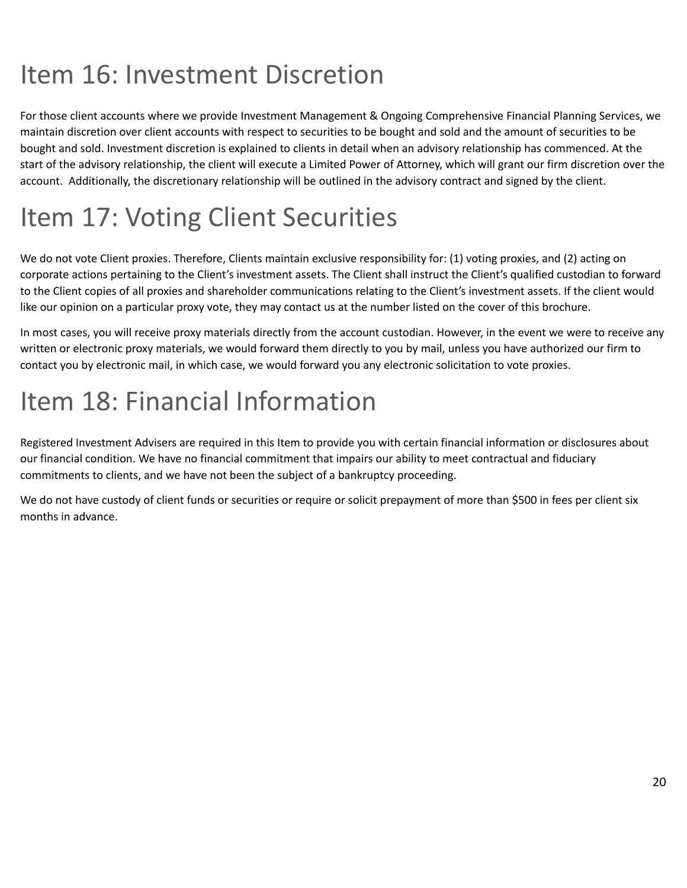# Item 16: Investment Discretion

For those client accounts where we provide Investment Management & Ongoing Comprehensive Financial Planning Services, we maintain discretion over client accounts with respect to securities to be bought and sold and the amount of securities to be bought and sold. Investment discretion is explained to clients in detail when an advisory relationship has commenced. At the start of the advisory relationship, the client will execute a Limited Power of Attorney, which will grant our firm discretion over the account. Additionally, the discretionary relationship will be outlined in the advisory contract and signed by the client.

# Item 17: Voting Client Securities

We do not vote Client proxies. Therefore, Clients maintain exclusive responsibility for: (1) voting proxies, and (2) acting on corporate actions pertaining to the Client's investment assets. The Client shall instruct the Client's qualified custodian to forward to the Client copies of all proxies and shareholder communications relating to the Client's investment assets. If the client would like our opinion on a particular proxy vote, they may contact us at the number listed on the cover of this brochure.

In most cases, you will receive proxy materials directly from the account custodian. However, in the event we were to receive any written or electronic proxy materials, we would forward them directly to you by mail, unless you have authorized our firm to contact you by electronic mail, in which case, we would forward you any electronic solicitation to vote proxies.

# Item 18: Financial Information

Registered Investment Advisers are required in this Item to provide you with certain financial information or disclosures about our financial condition. We have no financial commitment that impairs our ability to meet contractual and fiduciary commitments to clients, and we have not been the subject of a bankruptcy proceeding.

We do not have custody of client funds or securities or require or solicit prepayment of more than $500 in fees per client six months in advance.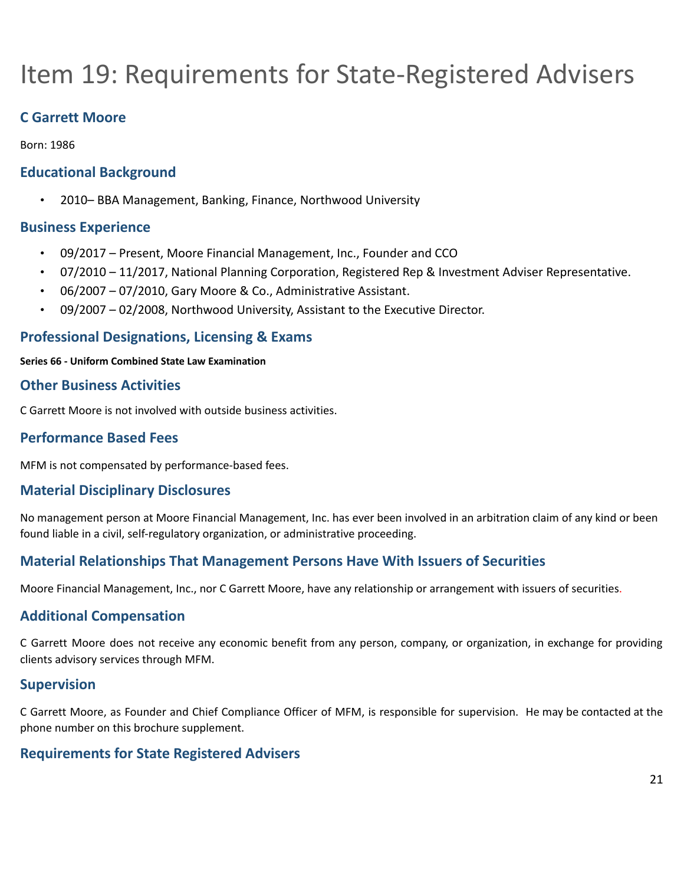# Item 19: Requirements for State-Registered Advisers

### C Garrett Moore

Born: 1986

### Educational Background

- 2010– BBA Management, Banking, Finance, Northwood University

### Business Experience

- 09/2017 – Present, Moore Financial Management, Inc., Founder and CCO
- 07/2010 – 11/2017, National Planning Corporation, Registered Rep & Investment Adviser Representative.
- 06/2007 – 07/2010, Gary Moore & Co., Administrative Assistant.
- 09/2007 – 02/2008, Northwood University, Assistant to the Executive Director.

### Professional Designations, Licensing & Exams

**Series 66 - Uniform Combined State Law Examination**

### Other Business Activities

C Garrett Moore is not involved with outside business activities.

### Performance Based Fees

MFM is not compensated by performance-based fees.

### Material Disciplinary Disclosures

No management person at Moore Financial Management, Inc. has ever been involved in an arbitration claim of any kind or been found liable in a civil, self-regulatory organization, or administrative proceeding.

### Material Relationships That Management Persons Have With Issuers of Securities

Moore Financial Management, Inc., nor C Garrett Moore, have any relationship or arrangement with issuers of securities.

### Additional Compensation

C Garrett Moore does not receive any economic benefit from any person, company, or organization, in exchange for providing clients advisory services through MFM.

### Supervision

C Garrett Moore, as Founder and Chief Compliance Officer of MFM, is responsible for supervision. He may be contacted at the phone number on this brochure supplement.

### Requirements for State Registered Advisers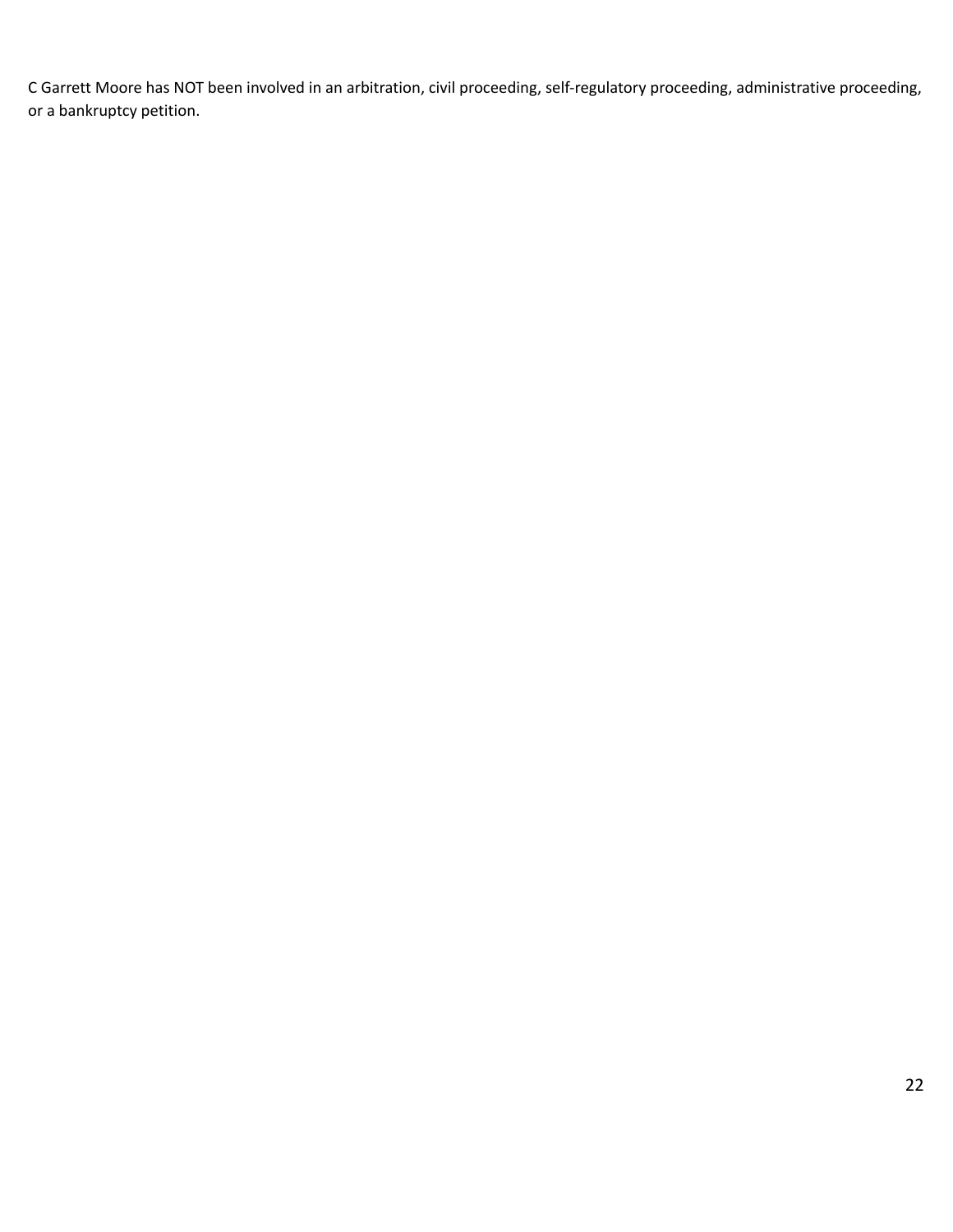C Garrett Moore has NOT been involved in an arbitration, civil proceeding, self-regulatory proceeding, administrative proceeding, or a bankruptcy petition.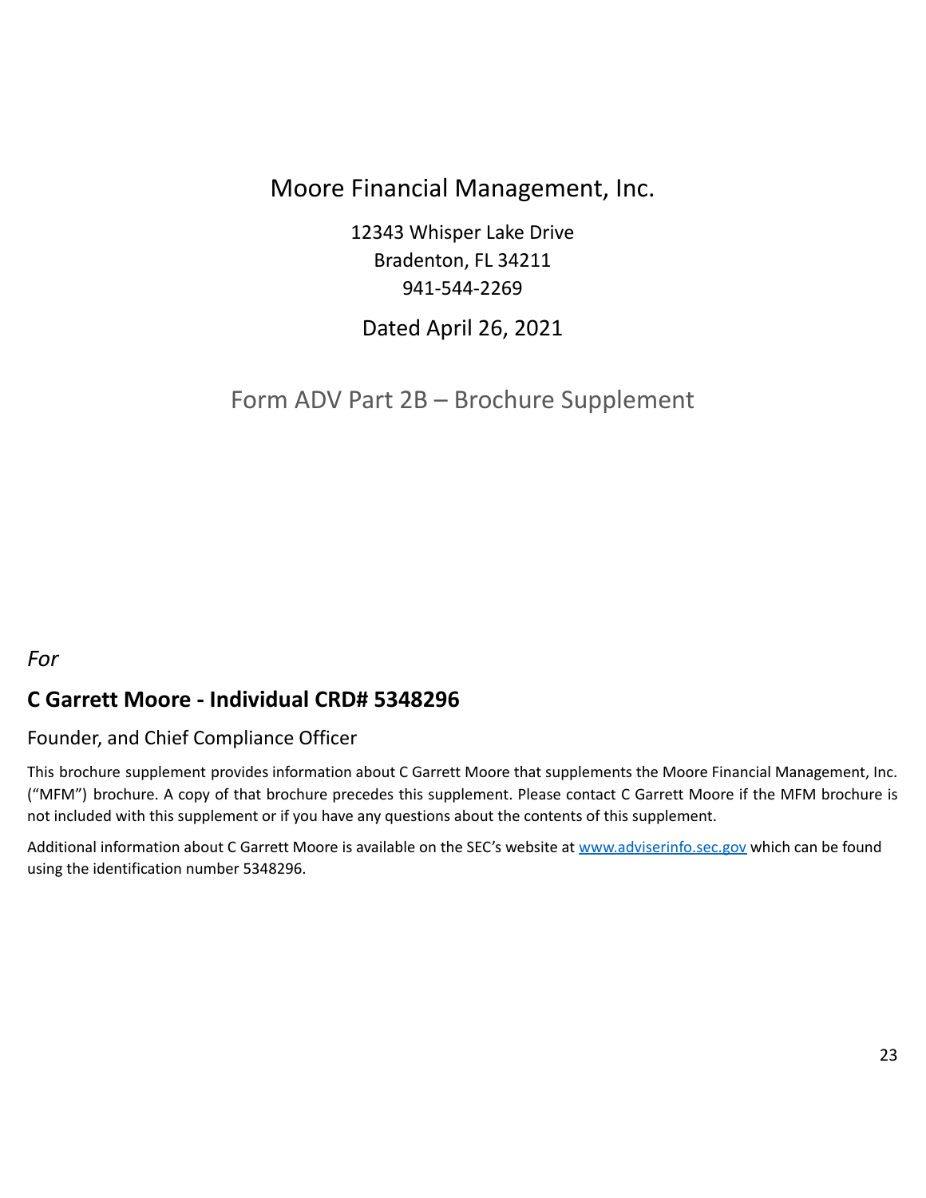# Moore Financial Management, Inc.

12343 Whisper Lake Drive
Bradenton, FL 34211
941-544-2269

Dated April 26, 2021

## Form ADV Part 2B – Brochure Supplement

*For*

### C Garrett Moore - Individual CRD# 5348296

Founder, and Chief Compliance Officer

This brochure supplement provides information about C Garrett Moore that supplements the Moore Financial Management, Inc. ("MFM") brochure. A copy of that brochure precedes this supplement. Please contact C Garrett Moore if the MFM brochure is not included with this supplement or if you have any questions about the contents of this supplement.

Additional information about C Garrett Moore is available on the SEC's website at www.adviserinfo.sec.gov which can be found using the identification number 5348296.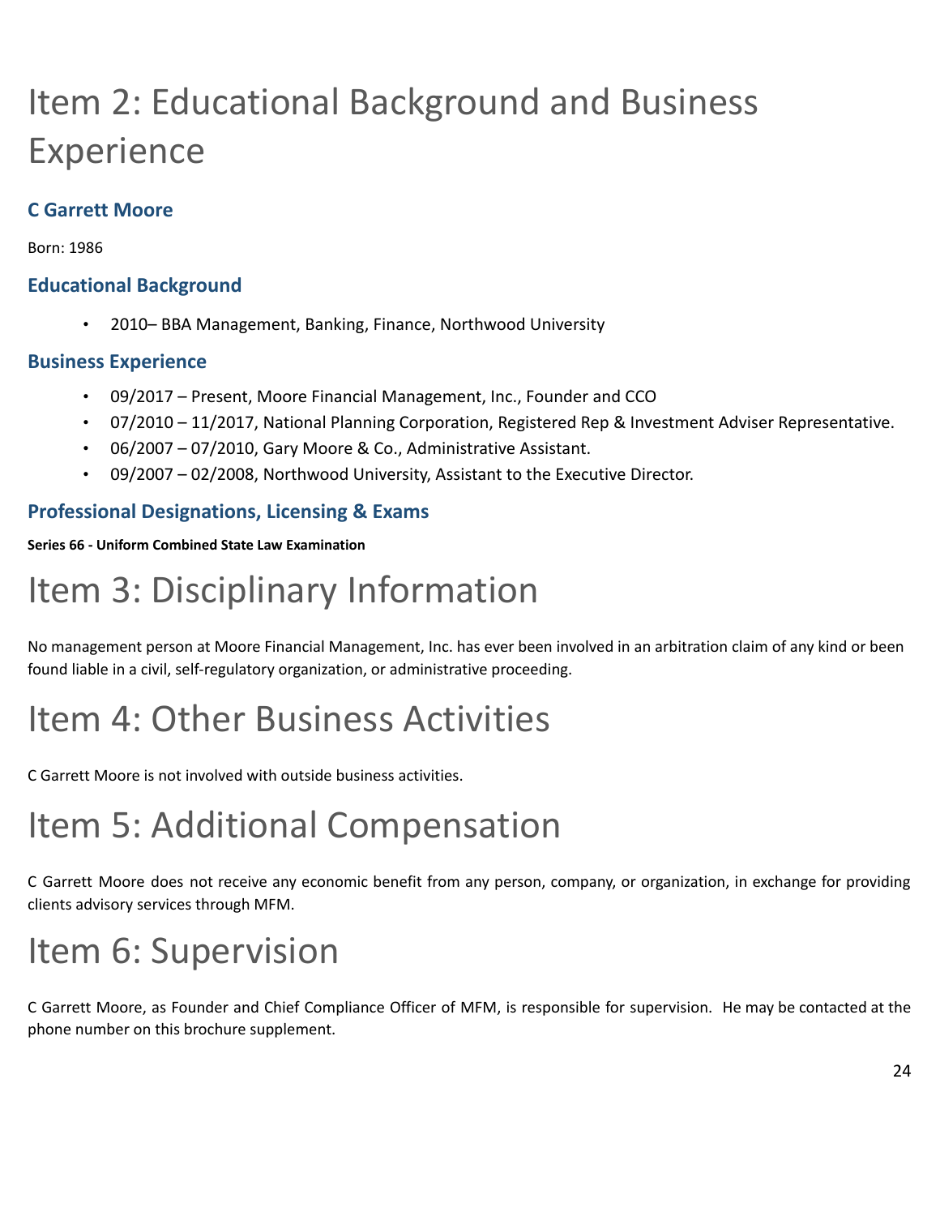# Item 2: Educational Background and Business Experience

### C Garrett Moore

Born: 1986

### Educational Background

- 2010– BBA Management, Banking, Finance, Northwood University

### Business Experience

- 09/2017 – Present, Moore Financial Management, Inc., Founder and CCO
- 07/2010 – 11/2017, National Planning Corporation, Registered Rep & Investment Adviser Representative.
- 06/2007 – 07/2010, Gary Moore & Co., Administrative Assistant.
- 09/2007 – 02/2008, Northwood University, Assistant to the Executive Director.

### Professional Designations, Licensing & Exams

**Series 66 - Uniform Combined State Law Examination**

# Item 3: Disciplinary Information

No management person at Moore Financial Management, Inc. has ever been involved in an arbitration claim of any kind or been found liable in a civil, self-regulatory organization, or administrative proceeding.

# Item 4: Other Business Activities

C Garrett Moore is not involved with outside business activities.

# Item 5: Additional Compensation

C Garrett Moore does not receive any economic benefit from any person, company, or organization, in exchange for providing clients advisory services through MFM.

# Item 6: Supervision

C Garrett Moore, as Founder and Chief Compliance Officer of MFM, is responsible for supervision. He may be contacted at the phone number on this brochure supplement.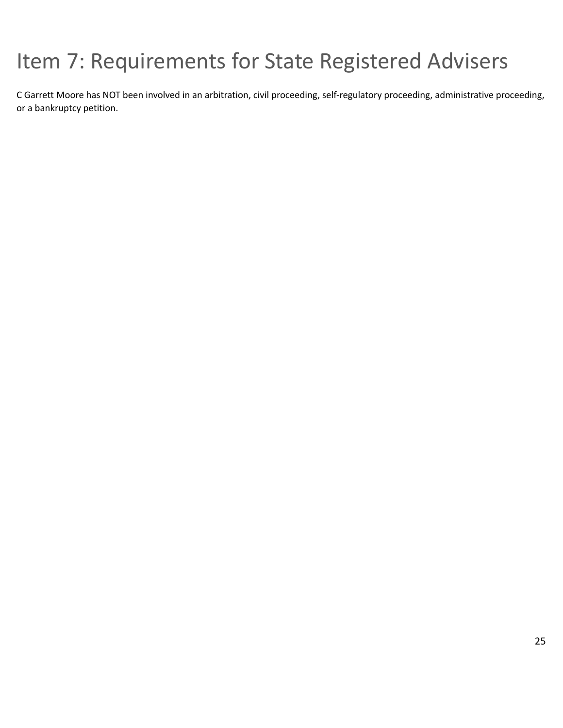# Item 7: Requirements for State Registered Advisers

C Garrett Moore has NOT been involved in an arbitration, civil proceeding, self-regulatory proceeding, administrative proceeding, or a bankruptcy petition.